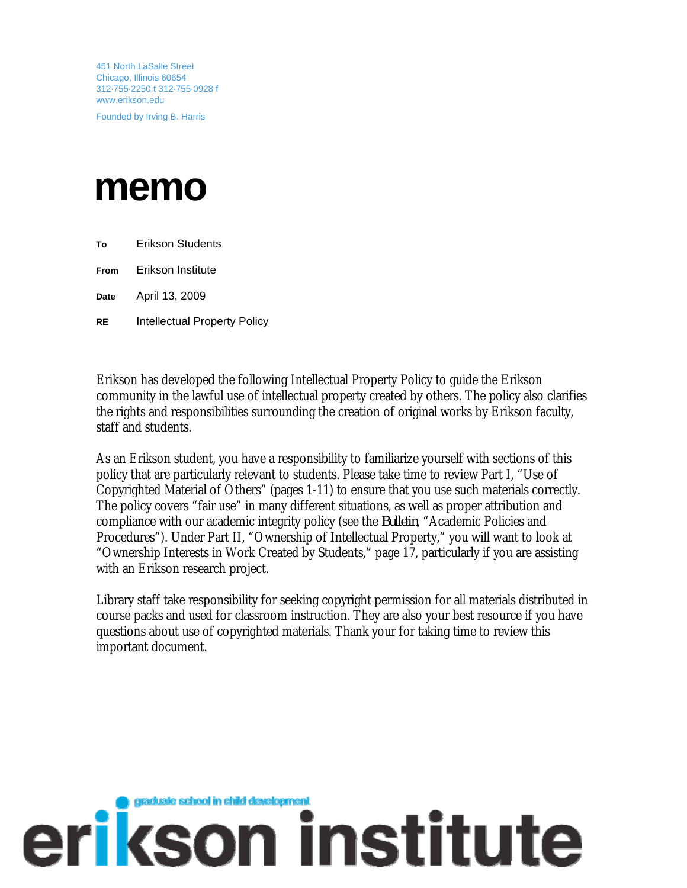451 North LaSalle Street
Chicago, Illinois 60654
312·755·2250 t 312·755·0928 f
www.erikson.edu

Founded by Irving B. Harris

# memo

**To** Erikson Students

**From** Erikson Institute

**Date** April 13, 2009

**RE** Intellectual Property Policy

Erikson has developed the following Intellectual Property Policy to guide the Erikson community in the lawful use of intellectual property created by others. The policy also clarifies the rights and responsibilities surrounding the creation of original works by Erikson faculty, staff and students.

As an Erikson student, you have a responsibility to familiarize yourself with sections of this policy that are particularly relevant to students. Please take time to review Part I, "Use of Copyrighted Material of Others" (pages 1-11) to ensure that you use such materials correctly. The policy covers "fair use" in many different situations, as well as proper attribution and compliance with our academic integrity policy (see the *Bulletin*, "Academic Policies and Procedures"). Under Part II, "Ownership of Intellectual Property," you will want to look at "Ownership Interests in Work Created by Students," page 17, particularly if you are assisting with an Erikson research project.

Library staff take responsibility for seeking copyright permission for all materials distributed in course packs and used for classroom instruction. They are also your best resource if you have questions about use of copyrighted materials. Thank your for taking time to review this important document.

graduate school in child development

erikson institute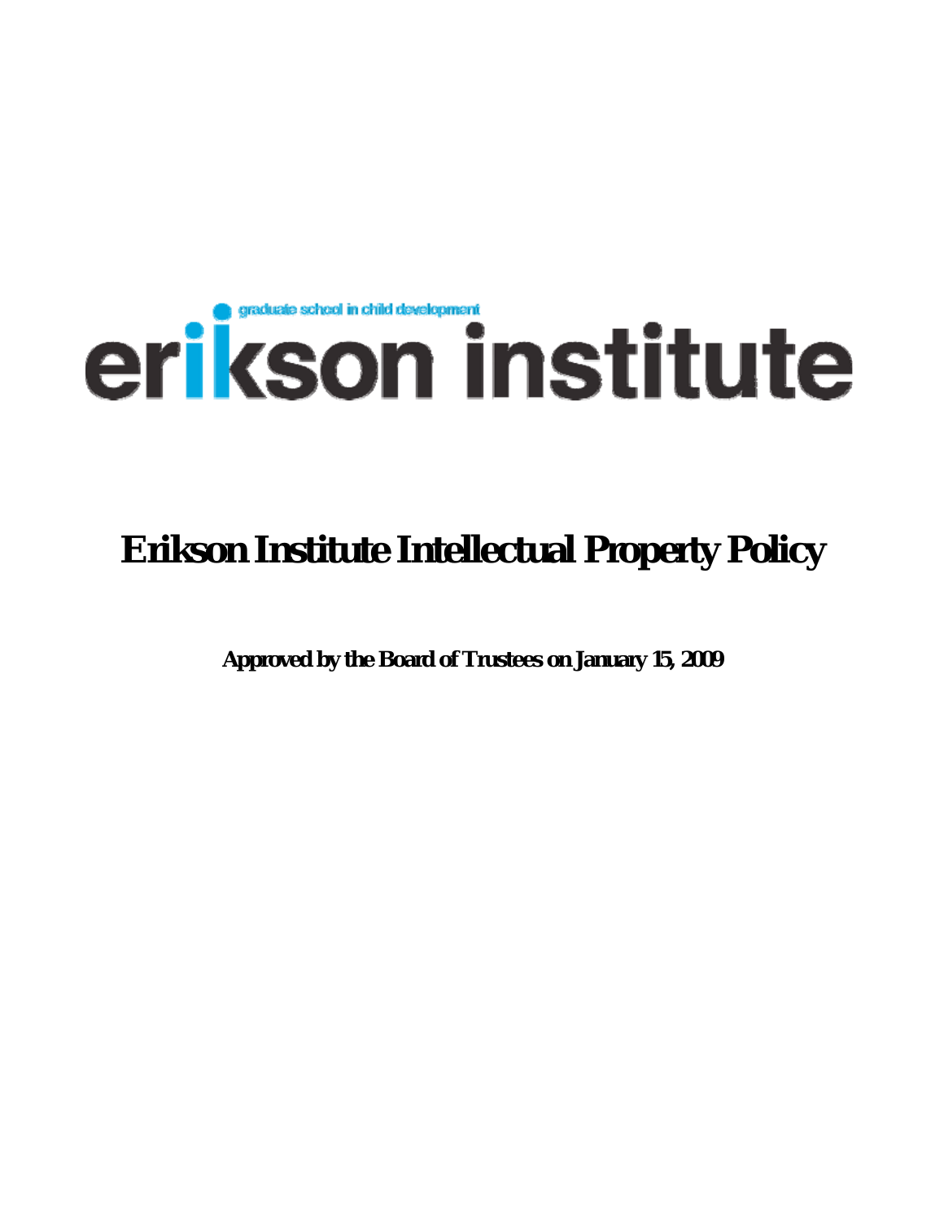graduate school in child development

# erikson institute

# Erikson Institute Intellectual Property Policy

**Approved by the Board of Trustees on January 15, 2009**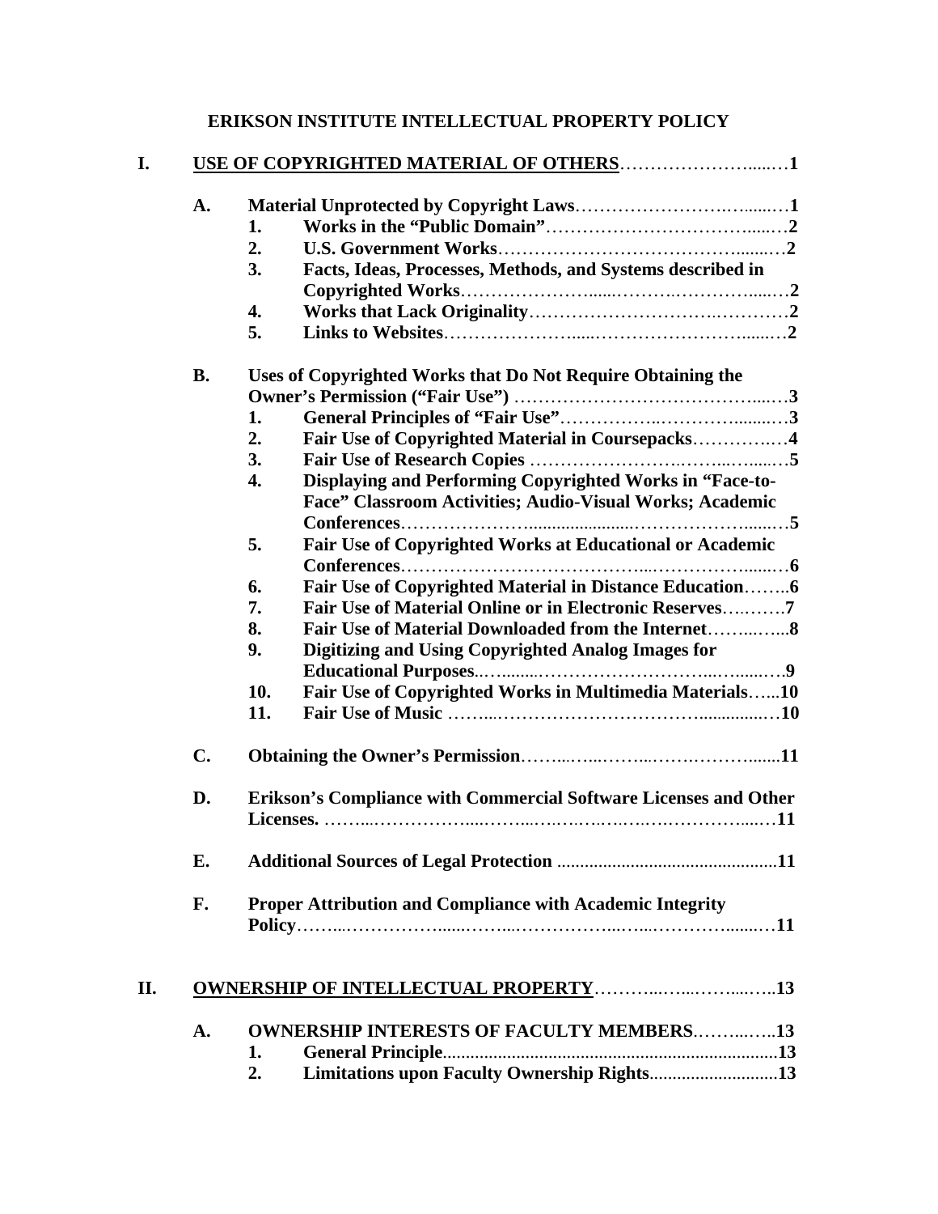# ERIKSON INSTITUTE INTELLECTUAL PROPERTY POLICY

**I. USE OF COPYRIGHTED MATERIAL OF OTHERS……………………......…1**

- **A. Material Unprotected by Copyright Laws…………………….….......…1**
  - **1. Works in the "Public Domain"……………………………….......…2**
  - **2. U.S. Government Works………………………………….........…2**
  - **3. Facts, Ideas, Processes, Methods, and Systems described in Copyrighted Works………………......………….……….......…2**
  - **4. Works that Lack Originality…………………………….…………2**
  - **5. Links to Websites…………………......………………………......…2**

- **B. Uses of Copyrighted Works that Do Not Require Obtaining the Owner's Permission ("Fair Use") ……………………………………....…3**
  - **1. General Principles of "Fair Use"…………….………….........…3**
  - **2. Fair Use of Copyrighted Material in Coursepacks……………..…4**
  - **3. Fair Use of Research Copies ……………………..……..…......…5**
  - **4. Displaying and Performing Copyrighted Works in "Face-to-Face" Classroom Activities; Audio-Visual Works; Academic Conferences…………………......................…………………......…5**
  - **5. Fair Use of Copyrighted Works at Educational or Academic Conferences……………………………………...……………......…6**
  - **6. Fair Use of Copyrighted Material in Distance Education……..6**
  - **7. Fair Use of Material Online or in Electronic Reserves….….….7**
  - **8. Fair Use of Material Downloaded from the Internet……...…...8**
  - **9. Digitizing and Using Copyrighted Analog Images for Educational Purposes..…........………………………...…......…9**
  - **10. Fair Use of Copyrighted Works in Multimedia Materials…...10**
  - **11. Fair Use of Music ……...…………………………….............…10**

- **C. Obtaining the Owner's Permission……...…...……...…….………......11**

- **D. Erikson's Compliance with Commercial Software Licenses and Other Licenses. ……...……………....……...…….…….….….………….....…11**

- **E. Additional Sources of Legal Protection ...............................................11**

- **F. Proper Attribution and Compliance with Academic Integrity Policy……...…………….......……....……………...…...………….......…11**

**II. OWNERSHIP OF INTELLECTUAL PROPERTY………...…...……......…..13**

- **A. OWNERSHIP INTERESTS OF FACULTY MEMBERS.……...…..13**
  - **1. General Principle........................................................................13**
  - **2. Limitations upon Faculty Ownership Rights...........................13**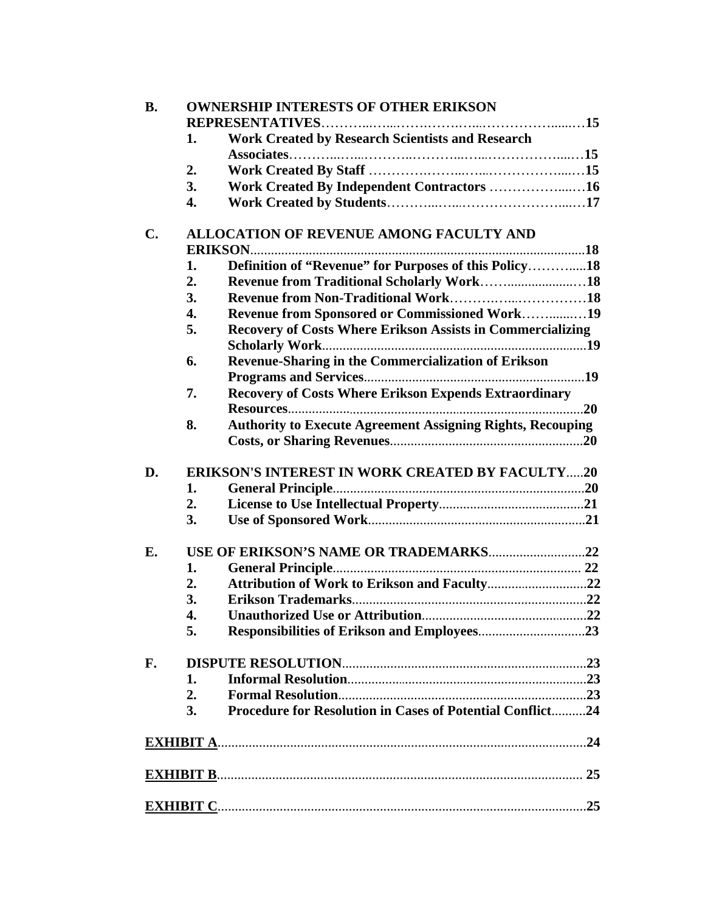**B. OWNERSHIP INTERESTS OF OTHER ERIKSON REPRESENTATIVES**......15

1. **Work Created by Research Scientists and Research Associates**......15
2. **Work Created By Staff**......15
3. **Work Created By Independent Contractors**......16
4. **Work Created by Students**......17

**C. ALLOCATION OF REVENUE AMONG FACULTY AND ERIKSON**......18

1. **Definition of "Revenue" for Purposes of this Policy**......18
2. **Revenue from Traditional Scholarly Work**......18
3. **Revenue from Non-Traditional Work**......18
4. **Revenue from Sponsored or Commissioned Work**......19
5. **Recovery of Costs Where Erikson Assists in Commercializing Scholarly Work**......19
6. **Revenue-Sharing in the Commercialization of Erikson Programs and Services**......19
7. **Recovery of Costs Where Erikson Expends Extraordinary Resources**......20
8. **Authority to Execute Agreement Assigning Rights, Recouping Costs, or Sharing Revenues**......20

**D. ERIKSON'S INTEREST IN WORK CREATED BY FACULTY**......20

1. **General Principle**......20
2. **License to Use Intellectual Property**......21
3. **Use of Sponsored Work**......21

**E. USE OF ERIKSON'S NAME OR TRADEMARKS**......22

1. **General Principle**......22
2. **Attribution of Work to Erikson and Faculty**......22
3. **Erikson Trademarks**......22
4. **Unauthorized Use or Attribution**......22
5. **Responsibilities of Erikson and Employees**......23

**F. DISPUTE RESOLUTION**......23

1. **Informal Resolution**......23
2. **Formal Resolution**......23
3. **Procedure for Resolution in Cases of Potential Conflict**......24

**EXHIBIT A**......24

**EXHIBIT B**......25

**EXHIBIT C**......25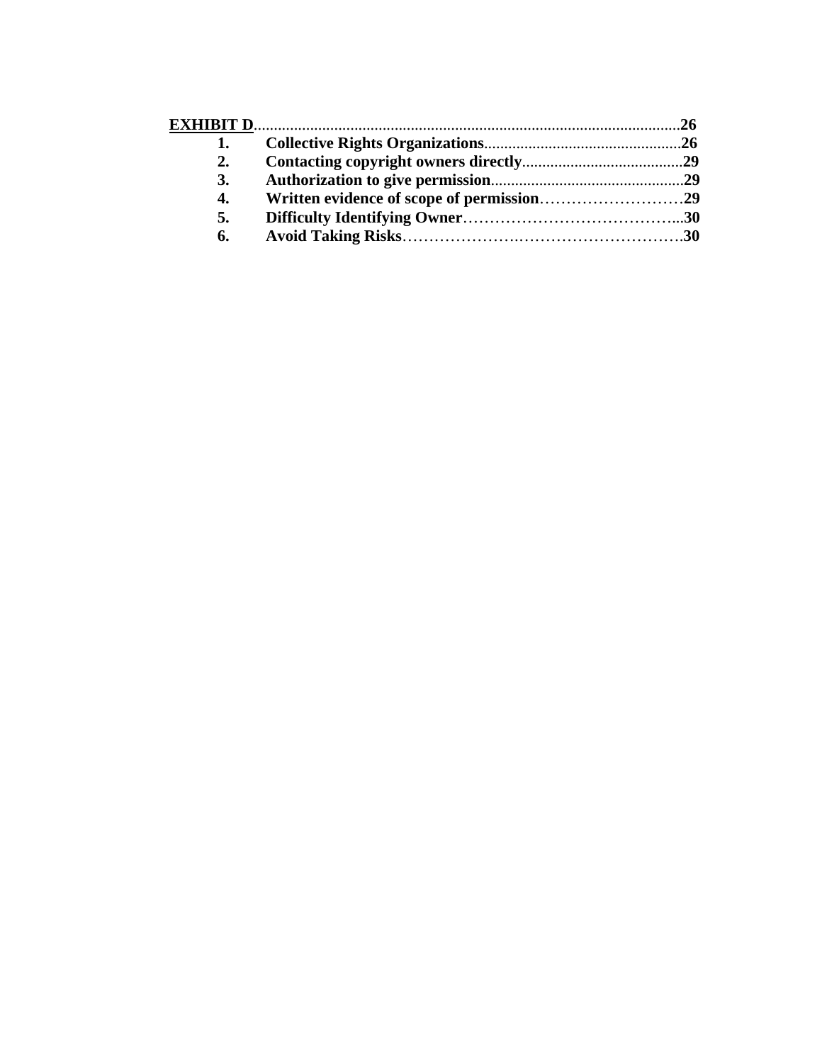**EXHIBIT D**.........................................................................................................26

1. **Collective Rights Organizations**.................................................26
2. **Contacting copyright owners directly**........................................29
3. **Authorization to give permission**................................................29
4. **Written evidence of scope of permission**……………………29
5. **Difficulty Identifying Owner**…………………………………...30
6. **Avoid Taking Risks**…………………….……………………….30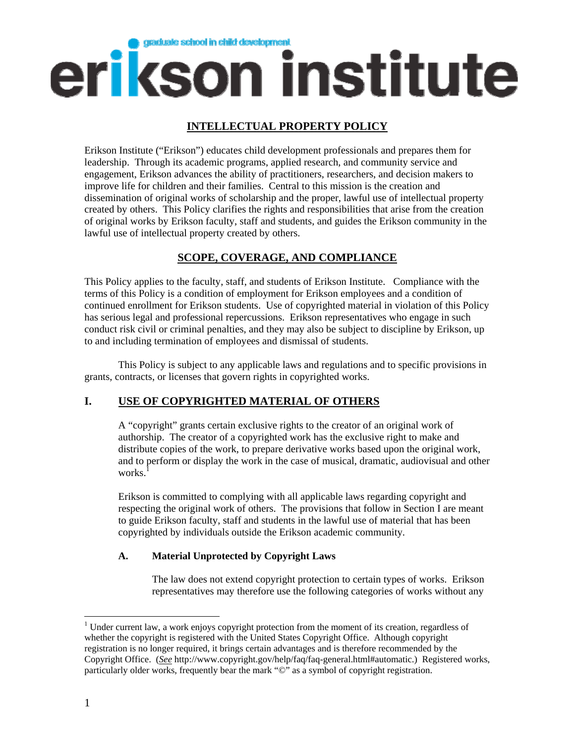# erikson institute

graduate school in child development

## INTELLECTUAL PROPERTY POLICY

Erikson Institute ("Erikson") educates child development professionals and prepares them for leadership. Through its academic programs, applied research, and community service and engagement, Erikson advances the ability of practitioners, researchers, and decision makers to improve life for children and their families. Central to this mission is the creation and dissemination of original works of scholarship and the proper, lawful use of intellectual property created by others. This Policy clarifies the rights and responsibilities that arise from the creation of original works by Erikson faculty, staff and students, and guides the Erikson community in the lawful use of intellectual property created by others.

## SCOPE, COVERAGE, AND COMPLIANCE

This Policy applies to the faculty, staff, and students of Erikson Institute. Compliance with the terms of this Policy is a condition of employment for Erikson employees and a condition of continued enrollment for Erikson students. Use of copyrighted material in violation of this Policy has serious legal and professional repercussions. Erikson representatives who engage in such conduct risk civil or criminal penalties, and they may also be subject to discipline by Erikson, up to and including termination of employees and dismissal of students.

This Policy is subject to any applicable laws and regulations and to specific provisions in grants, contracts, or licenses that govern rights in copyrighted works.

## I. USE OF COPYRIGHTED MATERIAL OF OTHERS

A "copyright" grants certain exclusive rights to the creator of an original work of authorship. The creator of a copyrighted work has the exclusive right to make and distribute copies of the work, to prepare derivative works based upon the original work, and to perform or display the work in the case of musical, dramatic, audiovisual and other works.[1]

Erikson is committed to complying with all applicable laws regarding copyright and respecting the original work of others. The provisions that follow in Section I are meant to guide Erikson faculty, staff and students in the lawful use of material that has been copyrighted by individuals outside the Erikson academic community.

### A. Material Unprotected by Copyright Laws

The law does not extend copyright protection to certain types of works. Erikson representatives may therefore use the following categories of works without any

---

[1] Under current law, a work enjoys copyright protection from the moment of its creation, regardless of whether the copyright is registered with the United States Copyright Office. Although copyright registration is no longer required, it brings certain advantages and is therefore recommended by the Copyright Office. (*See* http://www.copyright.gov/help/faq/faq-general.html#automatic.) Registered works, particularly older works, frequently bear the mark "©" as a symbol of copyright registration.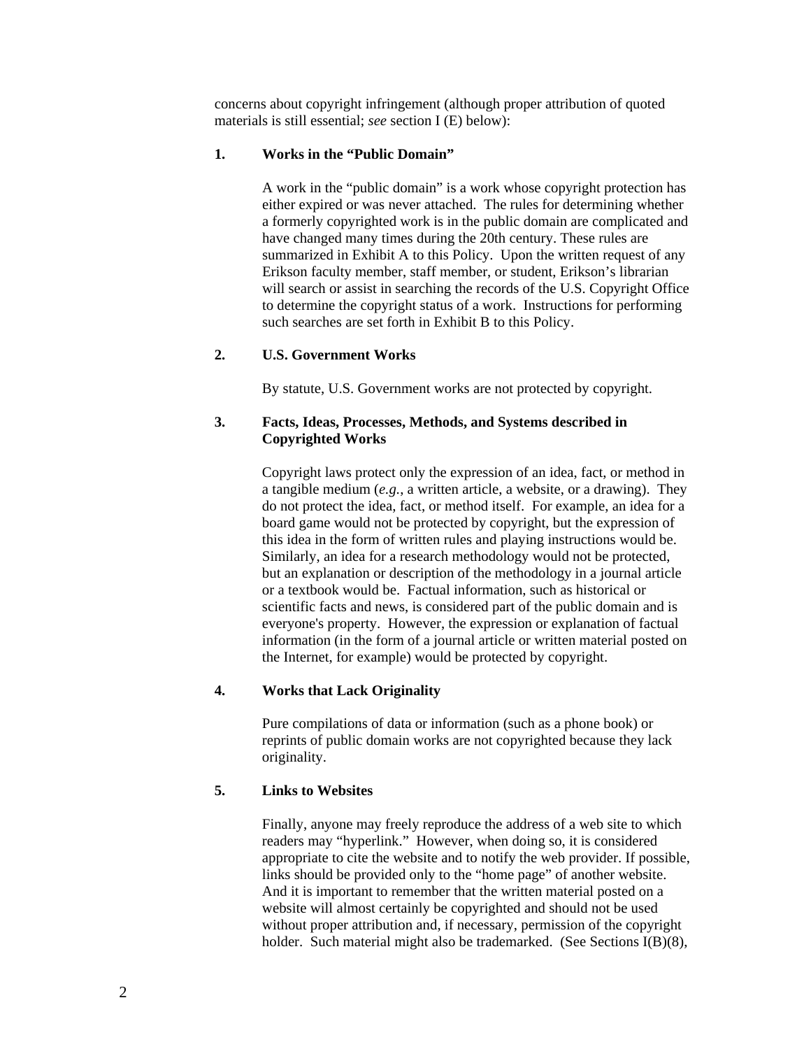concerns about copyright infringement (although proper attribution of quoted materials is still essential; *see* section I (E) below):

**1. Works in the "Public Domain"**

A work in the "public domain" is a work whose copyright protection has either expired or was never attached. The rules for determining whether a formerly copyrighted work is in the public domain are complicated and have changed many times during the 20th century. These rules are summarized in Exhibit A to this Policy. Upon the written request of any Erikson faculty member, staff member, or student, Erikson's librarian will search or assist in searching the records of the U.S. Copyright Office to determine the copyright status of a work. Instructions for performing such searches are set forth in Exhibit B to this Policy.

**2. U.S. Government Works**

By statute, U.S. Government works are not protected by copyright.

**3. Facts, Ideas, Processes, Methods, and Systems described in Copyrighted Works**

Copyright laws protect only the expression of an idea, fact, or method in a tangible medium (*e.g.*, a written article, a website, or a drawing). They do not protect the idea, fact, or method itself. For example, an idea for a board game would not be protected by copyright, but the expression of this idea in the form of written rules and playing instructions would be. Similarly, an idea for a research methodology would not be protected, but an explanation or description of the methodology in a journal article or a textbook would be. Factual information, such as historical or scientific facts and news, is considered part of the public domain and is everyone's property. However, the expression or explanation of factual information (in the form of a journal article or written material posted on the Internet, for example) would be protected by copyright.

**4. Works that Lack Originality**

Pure compilations of data or information (such as a phone book) or reprints of public domain works are not copyrighted because they lack originality.

**5. Links to Websites**

Finally, anyone may freely reproduce the address of a web site to which readers may "hyperlink." However, when doing so, it is considered appropriate to cite the website and to notify the web provider. If possible, links should be provided only to the "home page" of another website. And it is important to remember that the written material posted on a website will almost certainly be copyrighted and should not be used without proper attribution and, if necessary, permission of the copyright holder. Such material might also be trademarked. (See Sections I(B)(8),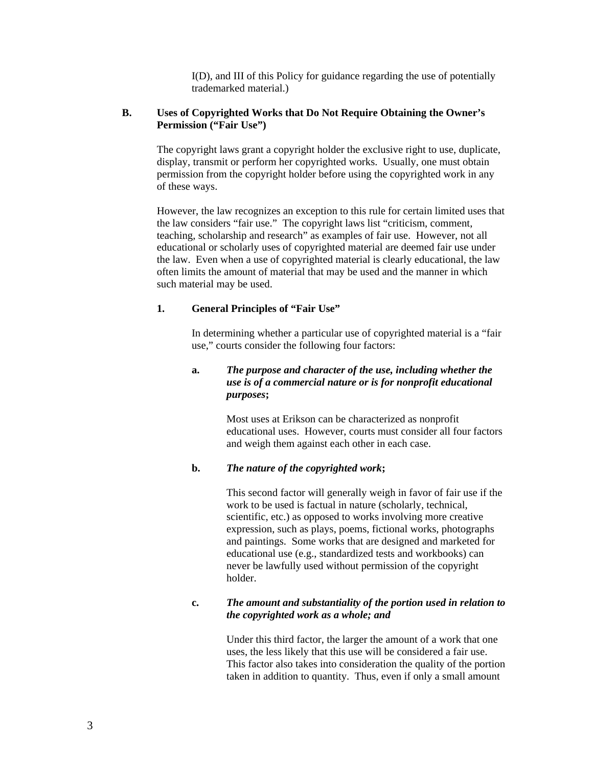I(D), and III of this Policy for guidance regarding the use of potentially trademarked material.)

## B. Uses of Copyrighted Works that Do Not Require Obtaining the Owner's Permission ("Fair Use")

The copyright laws grant a copyright holder the exclusive right to use, duplicate, display, transmit or perform her copyrighted works. Usually, one must obtain permission from the copyright holder before using the copyrighted work in any of these ways.

However, the law recognizes an exception to this rule for certain limited uses that the law considers "fair use." The copyright laws list "criticism, comment, teaching, scholarship and research" as examples of fair use. However, not all educational or scholarly uses of copyrighted material are deemed fair use under the law. Even when a use of copyrighted material is clearly educational, the law often limits the amount of material that may be used and the manner in which such material may be used.

### 1. General Principles of "Fair Use"

In determining whether a particular use of copyrighted material is a "fair use," courts consider the following four factors:

**a.** ***The purpose and character of the use, including whether the use is of a commercial nature or is for nonprofit educational purposes*;**

Most uses at Erikson can be characterized as nonprofit educational uses. However, courts must consider all four factors and weigh them against each other in each case.

**b.** ***The nature of the copyrighted work*;**

This second factor will generally weigh in favor of fair use if the work to be used is factual in nature (scholarly, technical, scientific, etc.) as opposed to works involving more creative expression, such as plays, poems, fictional works, photographs and paintings. Some works that are designed and marketed for educational use (e.g., standardized tests and workbooks) can never be lawfully used without permission of the copyright holder.

**c.** ***The amount and substantiality of the portion used in relation to the copyrighted work as a whole; and***

Under this third factor, the larger the amount of a work that one uses, the less likely that this use will be considered a fair use. This factor also takes into consideration the quality of the portion taken in addition to quantity. Thus, even if only a small amount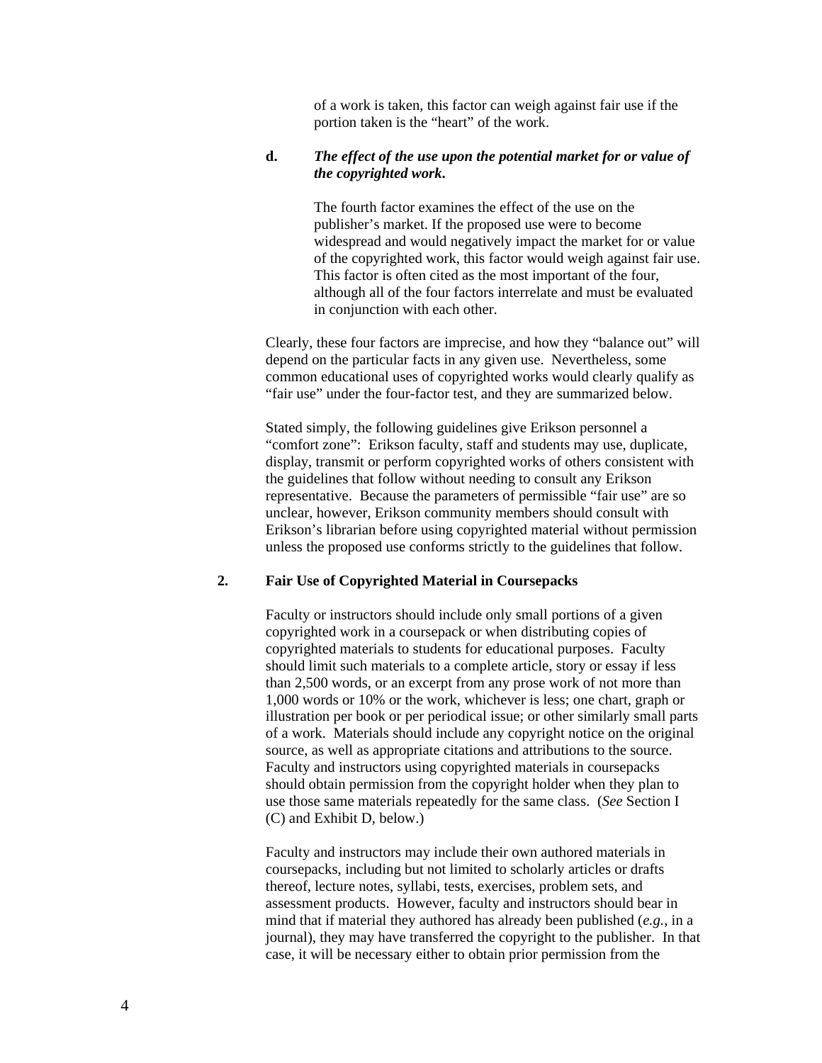of a work is taken, this factor can weigh against fair use if the portion taken is the "heart" of the work.

**d.** ***The effect of the use upon the potential market for or value of the copyrighted work.***

The fourth factor examines the effect of the use on the publisher's market. If the proposed use were to become widespread and would negatively impact the market for or value of the copyrighted work, this factor would weigh against fair use. This factor is often cited as the most important of the four, although all of the four factors interrelate and must be evaluated in conjunction with each other.

Clearly, these four factors are imprecise, and how they "balance out" will depend on the particular facts in any given use. Nevertheless, some common educational uses of copyrighted works would clearly qualify as "fair use" under the four-factor test, and they are summarized below.

Stated simply, the following guidelines give Erikson personnel a "comfort zone": Erikson faculty, staff and students may use, duplicate, display, transmit or perform copyrighted works of others consistent with the guidelines that follow without needing to consult any Erikson representative. Because the parameters of permissible "fair use" are so unclear, however, Erikson community members should consult with Erikson's librarian before using copyrighted material without permission unless the proposed use conforms strictly to the guidelines that follow.

**2. Fair Use of Copyrighted Material in Coursepacks**

Faculty or instructors should include only small portions of a given copyrighted work in a coursepack or when distributing copies of copyrighted materials to students for educational purposes. Faculty should limit such materials to a complete article, story or essay if less than 2,500 words, or an excerpt from any prose work of not more than 1,000 words or 10% or the work, whichever is less; one chart, graph or illustration per book or per periodical issue; or other similarly small parts of a work. Materials should include any copyright notice on the original source, as well as appropriate citations and attributions to the source. Faculty and instructors using copyrighted materials in coursepacks should obtain permission from the copyright holder when they plan to use those same materials repeatedly for the same class. (*See* Section I (C) and Exhibit D, below.)

Faculty and instructors may include their own authored materials in coursepacks, including but not limited to scholarly articles or drafts thereof, lecture notes, syllabi, tests, exercises, problem sets, and assessment products. However, faculty and instructors should bear in mind that if material they authored has already been published (*e.g.*, in a journal), they may have transferred the copyright to the publisher. In that case, it will be necessary either to obtain prior permission from the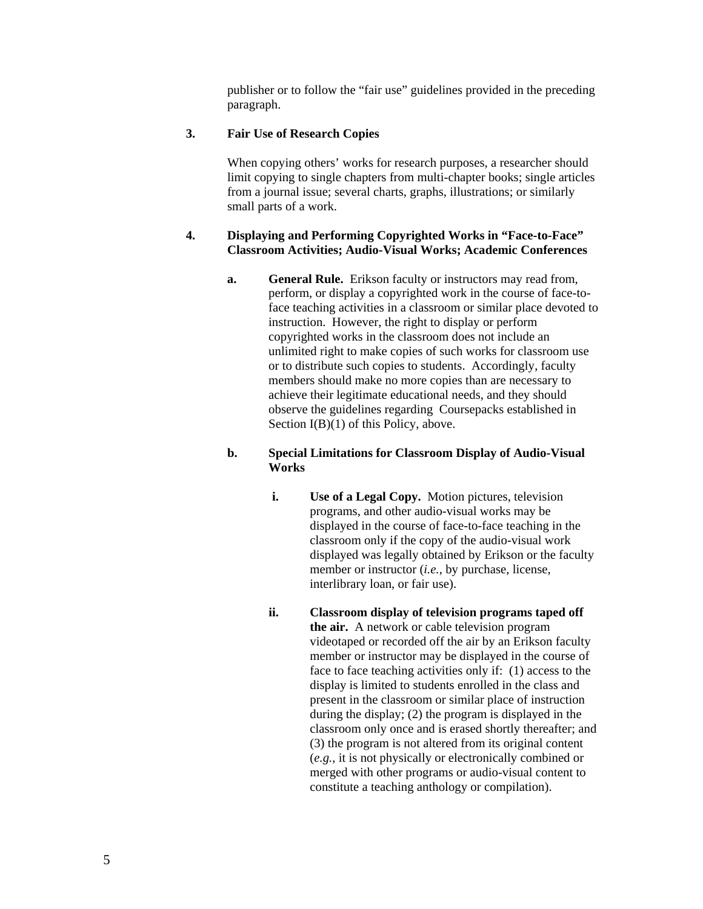publisher or to follow the "fair use" guidelines provided in the preceding paragraph.

### 3. Fair Use of Research Copies

When copying others' works for research purposes, a researcher should limit copying to single chapters from multi-chapter books; single articles from a journal issue; several charts, graphs, illustrations; or similarly small parts of a work.

### 4. Displaying and Performing Copyrighted Works in "Face-to-Face" Classroom Activities; Audio-Visual Works; Academic Conferences

**a. General Rule.** Erikson faculty or instructors may read from, perform, or display a copyrighted work in the course of face-to-face teaching activities in a classroom or similar place devoted to instruction. However, the right to display or perform copyrighted works in the classroom does not include an unlimited right to make copies of such works for classroom use or to distribute such copies to students. Accordingly, faculty members should make no more copies than are necessary to achieve their legitimate educational needs, and they should observe the guidelines regarding Coursepacks established in Section I(B)(1) of this Policy, above.

**b. Special Limitations for Classroom Display of Audio-Visual Works**

**i. Use of a Legal Copy.** Motion pictures, television programs, and other audio-visual works may be displayed in the course of face-to-face teaching in the classroom only if the copy of the audio-visual work displayed was legally obtained by Erikson or the faculty member or instructor (*i.e.*, by purchase, license, interlibrary loan, or fair use).

**ii. Classroom display of television programs taped off the air.** A network or cable television program videotaped or recorded off the air by an Erikson faculty member or instructor may be displayed in the course of face to face teaching activities only if: (1) access to the display is limited to students enrolled in the class and present in the classroom or similar place of instruction during the display; (2) the program is displayed in the classroom only once and is erased shortly thereafter; and (3) the program is not altered from its original content (*e.g.*, it is not physically or electronically combined or merged with other programs or audio-visual content to constitute a teaching anthology or compilation).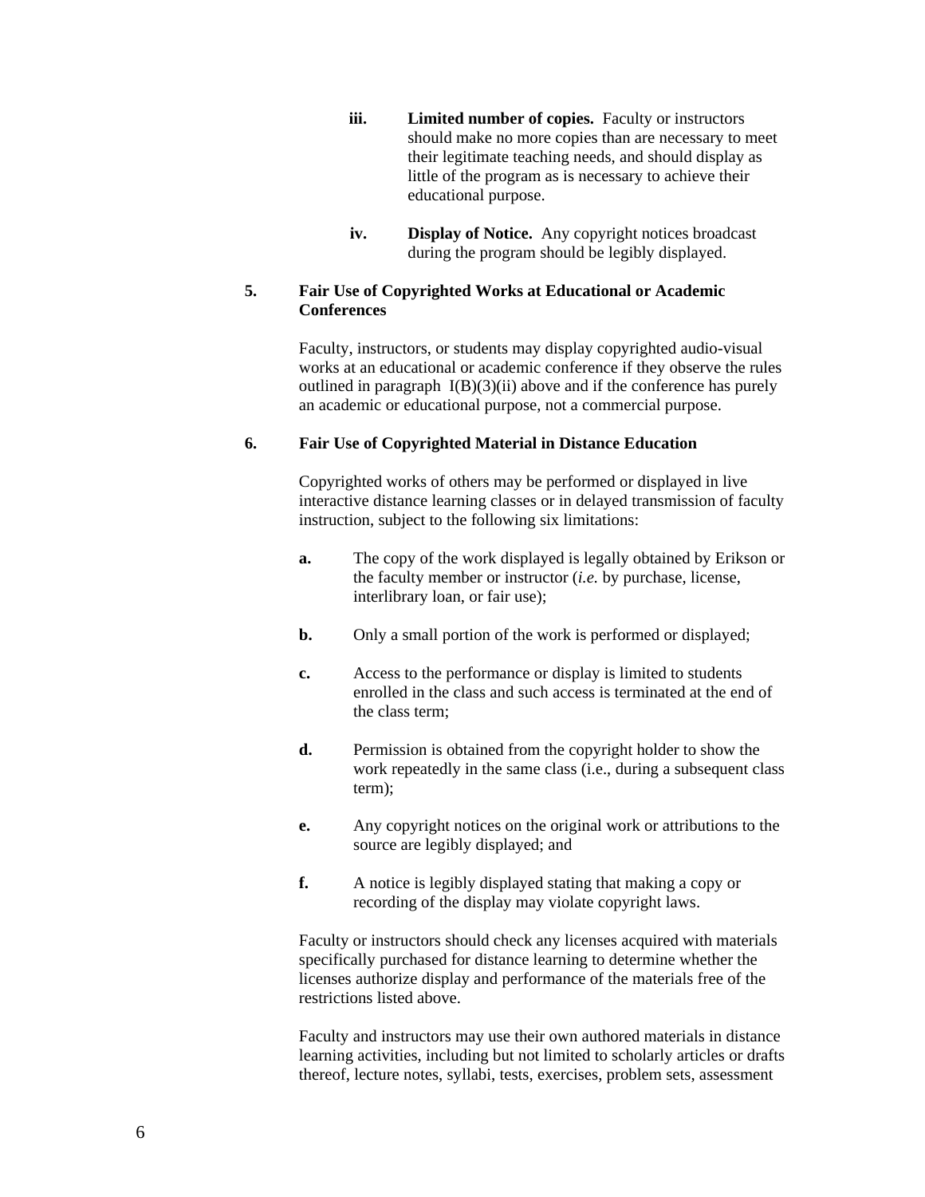iii. **Limited number of copies.** Faculty or instructors should make no more copies than are necessary to meet their legitimate teaching needs, and should display as little of the program as is necessary to achieve their educational purpose.

iv. **Display of Notice.** Any copyright notices broadcast during the program should be legibly displayed.

**5. Fair Use of Copyrighted Works at Educational or Academic Conferences**

Faculty, instructors, or students may display copyrighted audio-visual works at an educational or academic conference if they observe the rules outlined in paragraph I(B)(3)(ii) above and if the conference has purely an academic or educational purpose, not a commercial purpose.

**6. Fair Use of Copyrighted Material in Distance Education**

Copyrighted works of others may be performed or displayed in live interactive distance learning classes or in delayed transmission of faculty instruction, subject to the following six limitations:

**a.** The copy of the work displayed is legally obtained by Erikson or the faculty member or instructor (*i.e.* by purchase, license, interlibrary loan, or fair use);

**b.** Only a small portion of the work is performed or displayed;

**c.** Access to the performance or display is limited to students enrolled in the class and such access is terminated at the end of the class term;

**d.** Permission is obtained from the copyright holder to show the work repeatedly in the same class (i.e., during a subsequent class term);

**e.** Any copyright notices on the original work or attributions to the source are legibly displayed; and

**f.** A notice is legibly displayed stating that making a copy or recording of the display may violate copyright laws.

Faculty or instructors should check any licenses acquired with materials specifically purchased for distance learning to determine whether the licenses authorize display and performance of the materials free of the restrictions listed above.

Faculty and instructors may use their own authored materials in distance learning activities, including but not limited to scholarly articles or drafts thereof, lecture notes, syllabi, tests, exercises, problem sets, assessment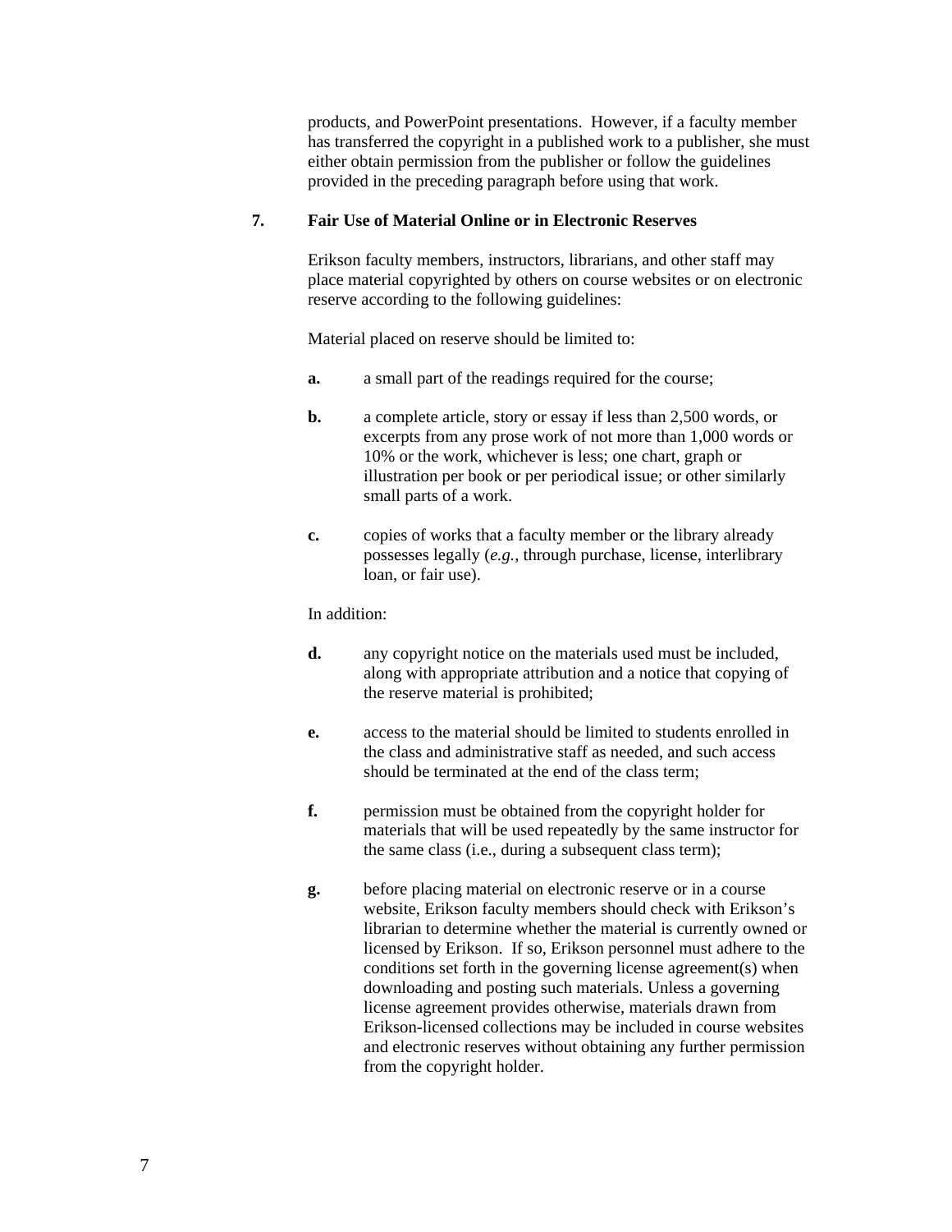products, and PowerPoint presentations. However, if a faculty member has transferred the copyright in a published work to a publisher, she must either obtain permission from the publisher or follow the guidelines provided in the preceding paragraph before using that work.

## 7. Fair Use of Material Online or in Electronic Reserves

Erikson faculty members, instructors, librarians, and other staff may place material copyrighted by others on course websites or on electronic reserve according to the following guidelines:

Material placed on reserve should be limited to:

**a.** a small part of the readings required for the course;

**b.** a complete article, story or essay if less than 2,500 words, or excerpts from any prose work of not more than 1,000 words or 10% or the work, whichever is less; one chart, graph or illustration per book or per periodical issue; or other similarly small parts of a work.

**c.** copies of works that a faculty member or the library already possesses legally (*e.g.*, through purchase, license, interlibrary loan, or fair use).

In addition:

**d.** any copyright notice on the materials used must be included, along with appropriate attribution and a notice that copying of the reserve material is prohibited;

**e.** access to the material should be limited to students enrolled in the class and administrative staff as needed, and such access should be terminated at the end of the class term;

**f.** permission must be obtained from the copyright holder for materials that will be used repeatedly by the same instructor for the same class (i.e., during a subsequent class term);

**g.** before placing material on electronic reserve or in a course website, Erikson faculty members should check with Erikson's librarian to determine whether the material is currently owned or licensed by Erikson. If so, Erikson personnel must adhere to the conditions set forth in the governing license agreement(s) when downloading and posting such materials. Unless a governing license agreement provides otherwise, materials drawn from Erikson-licensed collections may be included in course websites and electronic reserves without obtaining any further permission from the copyright holder.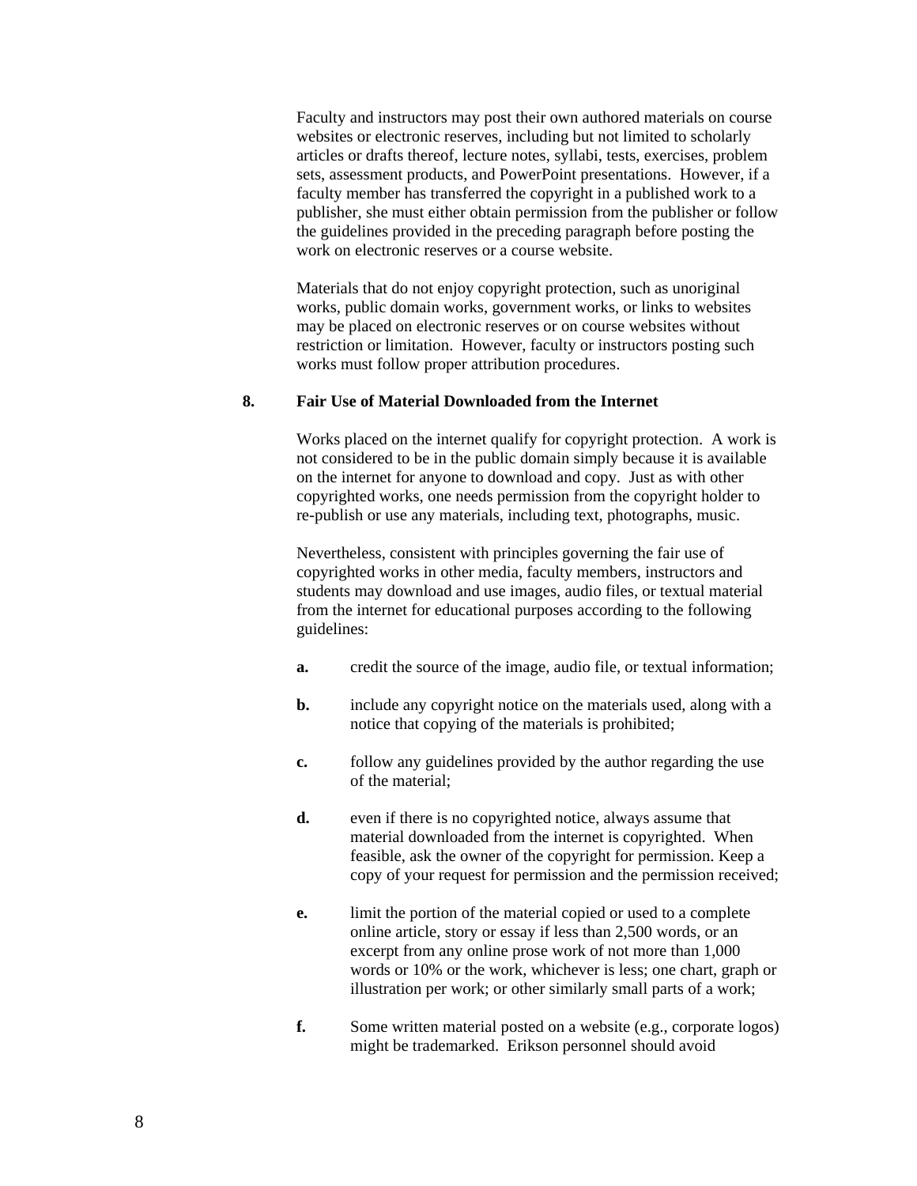Faculty and instructors may post their own authored materials on course websites or electronic reserves, including but not limited to scholarly articles or drafts thereof, lecture notes, syllabi, tests, exercises, problem sets, assessment products, and PowerPoint presentations. However, if a faculty member has transferred the copyright in a published work to a publisher, she must either obtain permission from the publisher or follow the guidelines provided in the preceding paragraph before posting the work on electronic reserves or a course website.

Materials that do not enjoy copyright protection, such as unoriginal works, public domain works, government works, or links to websites may be placed on electronic reserves or on course websites without restriction or limitation. However, faculty or instructors posting such works must follow proper attribution procedures.

**8. Fair Use of Material Downloaded from the Internet**

Works placed on the internet qualify for copyright protection. A work is not considered to be in the public domain simply because it is available on the internet for anyone to download and copy. Just as with other copyrighted works, one needs permission from the copyright holder to re-publish or use any materials, including text, photographs, music.

Nevertheless, consistent with principles governing the fair use of copyrighted works in other media, faculty members, instructors and students may download and use images, audio files, or textual material from the internet for educational purposes according to the following guidelines:

**a.** credit the source of the image, audio file, or textual information;

**b.** include any copyright notice on the materials used, along with a notice that copying of the materials is prohibited;

**c.** follow any guidelines provided by the author regarding the use of the material;

**d.** even if there is no copyrighted notice, always assume that material downloaded from the internet is copyrighted. When feasible, ask the owner of the copyright for permission. Keep a copy of your request for permission and the permission received;

**e.** limit the portion of the material copied or used to a complete online article, story or essay if less than 2,500 words, or an excerpt from any online prose work of not more than 1,000 words or 10% or the work, whichever is less; one chart, graph or illustration per work; or other similarly small parts of a work;

**f.** Some written material posted on a website (e.g., corporate logos) might be trademarked. Erikson personnel should avoid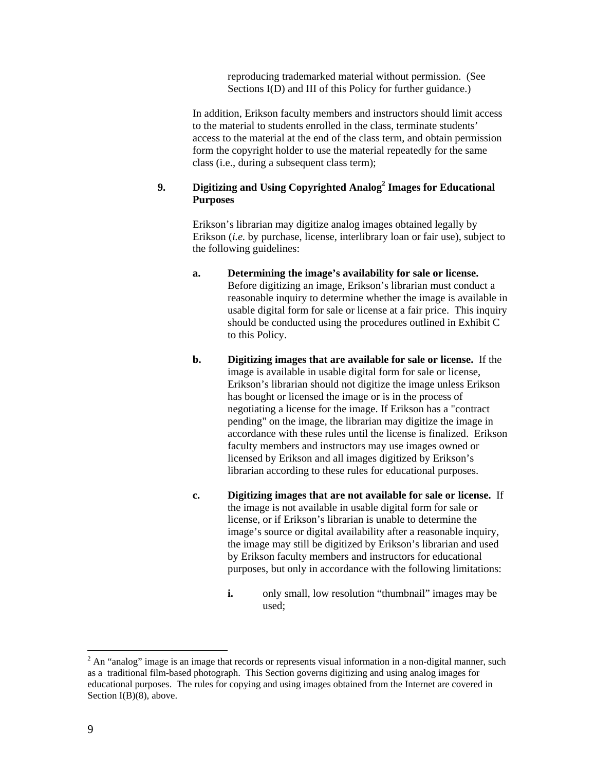reproducing trademarked material without permission. (See Sections I(D) and III of this Policy for further guidance.)

In addition, Erikson faculty members and instructors should limit access to the material to students enrolled in the class, terminate students' access to the material at the end of the class term, and obtain permission form the copyright holder to use the material repeatedly for the same class (i.e., during a subsequent class term);

**9. Digitizing and Using Copyrighted Analog[2] Images for Educational Purposes**

Erikson's librarian may digitize analog images obtained legally by Erikson (*i.e.* by purchase, license, interlibrary loan or fair use), subject to the following guidelines:

**a. Determining the image's availability for sale or license.** Before digitizing an image, Erikson's librarian must conduct a reasonable inquiry to determine whether the image is available in usable digital form for sale or license at a fair price. This inquiry should be conducted using the procedures outlined in Exhibit C to this Policy.

**b. Digitizing images that are available for sale or license.** If the image is available in usable digital form for sale or license, Erikson's librarian should not digitize the image unless Erikson has bought or licensed the image or is in the process of negotiating a license for the image. If Erikson has a "contract pending" on the image, the librarian may digitize the image in accordance with these rules until the license is finalized. Erikson faculty members and instructors may use images owned or licensed by Erikson and all images digitized by Erikson's librarian according to these rules for educational purposes.

**c. Digitizing images that are not available for sale or license.** If the image is not available in usable digital form for sale or license, or if Erikson's librarian is unable to determine the image's source or digital availability after a reasonable inquiry, the image may still be digitized by Erikson's librarian and used by Erikson faculty members and instructors for educational purposes, but only in accordance with the following limitations:

**i.** only small, low resolution "thumbnail" images may be used;

---

[2] An "analog" image is an image that records or represents visual information in a non-digital manner, such as a traditional film-based photograph. This Section governs digitizing and using analog images for educational purposes. The rules for copying and using images obtained from the Internet are covered in Section I(B)(8), above.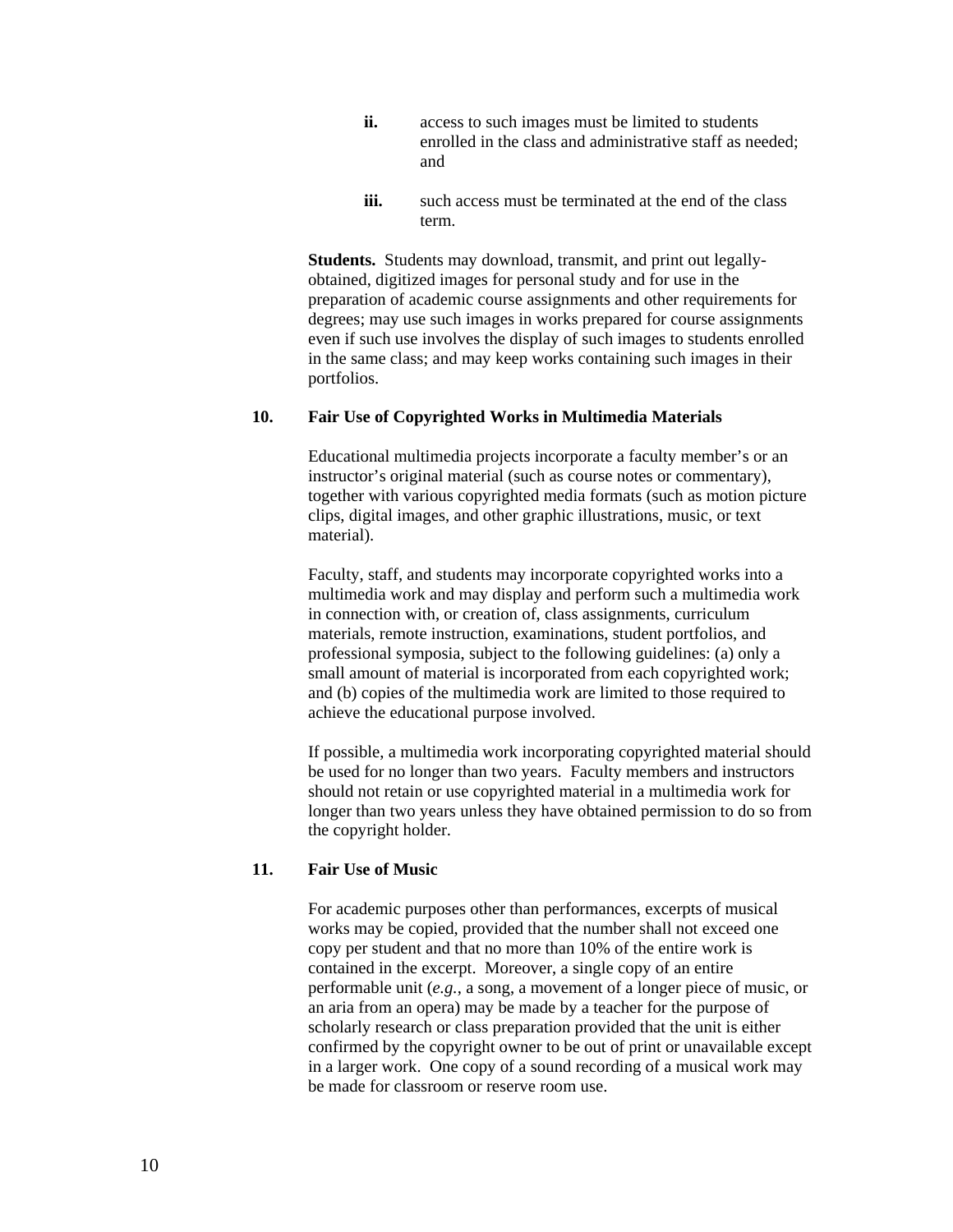ii. access to such images must be limited to students enrolled in the class and administrative staff as needed; and

iii. such access must be terminated at the end of the class term.

**Students.** Students may download, transmit, and print out legally-obtained, digitized images for personal study and for use in the preparation of academic course assignments and other requirements for degrees; may use such images in works prepared for course assignments even if such use involves the display of such images to students enrolled in the same class; and may keep works containing such images in their portfolios.

## 10. Fair Use of Copyrighted Works in Multimedia Materials

Educational multimedia projects incorporate a faculty member's or an instructor's original material (such as course notes or commentary), together with various copyrighted media formats (such as motion picture clips, digital images, and other graphic illustrations, music, or text material).

Faculty, staff, and students may incorporate copyrighted works into a multimedia work and may display and perform such a multimedia work in connection with, or creation of, class assignments, curriculum materials, remote instruction, examinations, student portfolios, and professional symposia, subject to the following guidelines: (a) only a small amount of material is incorporated from each copyrighted work; and (b) copies of the multimedia work are limited to those required to achieve the educational purpose involved.

If possible, a multimedia work incorporating copyrighted material should be used for no longer than two years. Faculty members and instructors should not retain or use copyrighted material in a multimedia work for longer than two years unless they have obtained permission to do so from the copyright holder.

## 11. Fair Use of Music

For academic purposes other than performances, excerpts of musical works may be copied, provided that the number shall not exceed one copy per student and that no more than 10% of the entire work is contained in the excerpt. Moreover, a single copy of an entire performable unit (*e.g.*, a song, a movement of a longer piece of music, or an aria from an opera) may be made by a teacher for the purpose of scholarly research or class preparation provided that the unit is either confirmed by the copyright owner to be out of print or unavailable except in a larger work. One copy of a sound recording of a musical work may be made for classroom or reserve room use.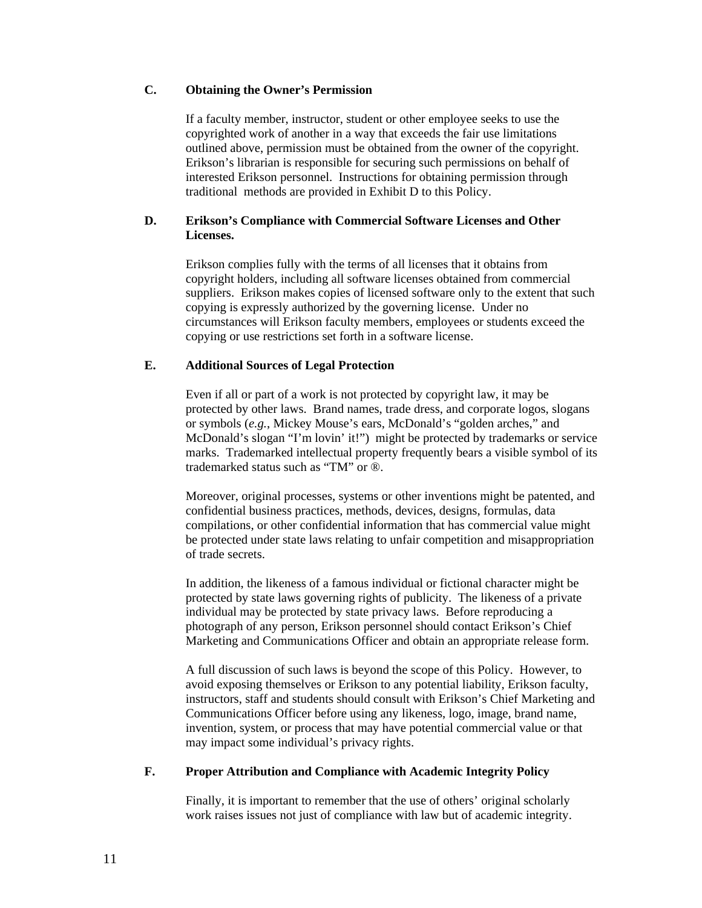### C. Obtaining the Owner's Permission

If a faculty member, instructor, student or other employee seeks to use the copyrighted work of another in a way that exceeds the fair use limitations outlined above, permission must be obtained from the owner of the copyright. Erikson's librarian is responsible for securing such permissions on behalf of interested Erikson personnel. Instructions for obtaining permission through traditional methods are provided in Exhibit D to this Policy.

### D. Erikson's Compliance with Commercial Software Licenses and Other Licenses.

Erikson complies fully with the terms of all licenses that it obtains from copyright holders, including all software licenses obtained from commercial suppliers. Erikson makes copies of licensed software only to the extent that such copying is expressly authorized by the governing license. Under no circumstances will Erikson faculty members, employees or students exceed the copying or use restrictions set forth in a software license.

### E. Additional Sources of Legal Protection

Even if all or part of a work is not protected by copyright law, it may be protected by other laws. Brand names, trade dress, and corporate logos, slogans or symbols (*e.g.*, Mickey Mouse's ears, McDonald's "golden arches," and McDonald's slogan "I'm lovin' it!") might be protected by trademarks or service marks. Trademarked intellectual property frequently bears a visible symbol of its trademarked status such as "TM" or ®.

Moreover, original processes, systems or other inventions might be patented, and confidential business practices, methods, devices, designs, formulas, data compilations, or other confidential information that has commercial value might be protected under state laws relating to unfair competition and misappropriation of trade secrets.

In addition, the likeness of a famous individual or fictional character might be protected by state laws governing rights of publicity. The likeness of a private individual may be protected by state privacy laws. Before reproducing a photograph of any person, Erikson personnel should contact Erikson's Chief Marketing and Communications Officer and obtain an appropriate release form.

A full discussion of such laws is beyond the scope of this Policy. However, to avoid exposing themselves or Erikson to any potential liability, Erikson faculty, instructors, staff and students should consult with Erikson's Chief Marketing and Communications Officer before using any likeness, logo, image, brand name, invention, system, or process that may have potential commercial value or that may impact some individual's privacy rights.

### F. Proper Attribution and Compliance with Academic Integrity Policy

Finally, it is important to remember that the use of others' original scholarly work raises issues not just of compliance with law but of academic integrity.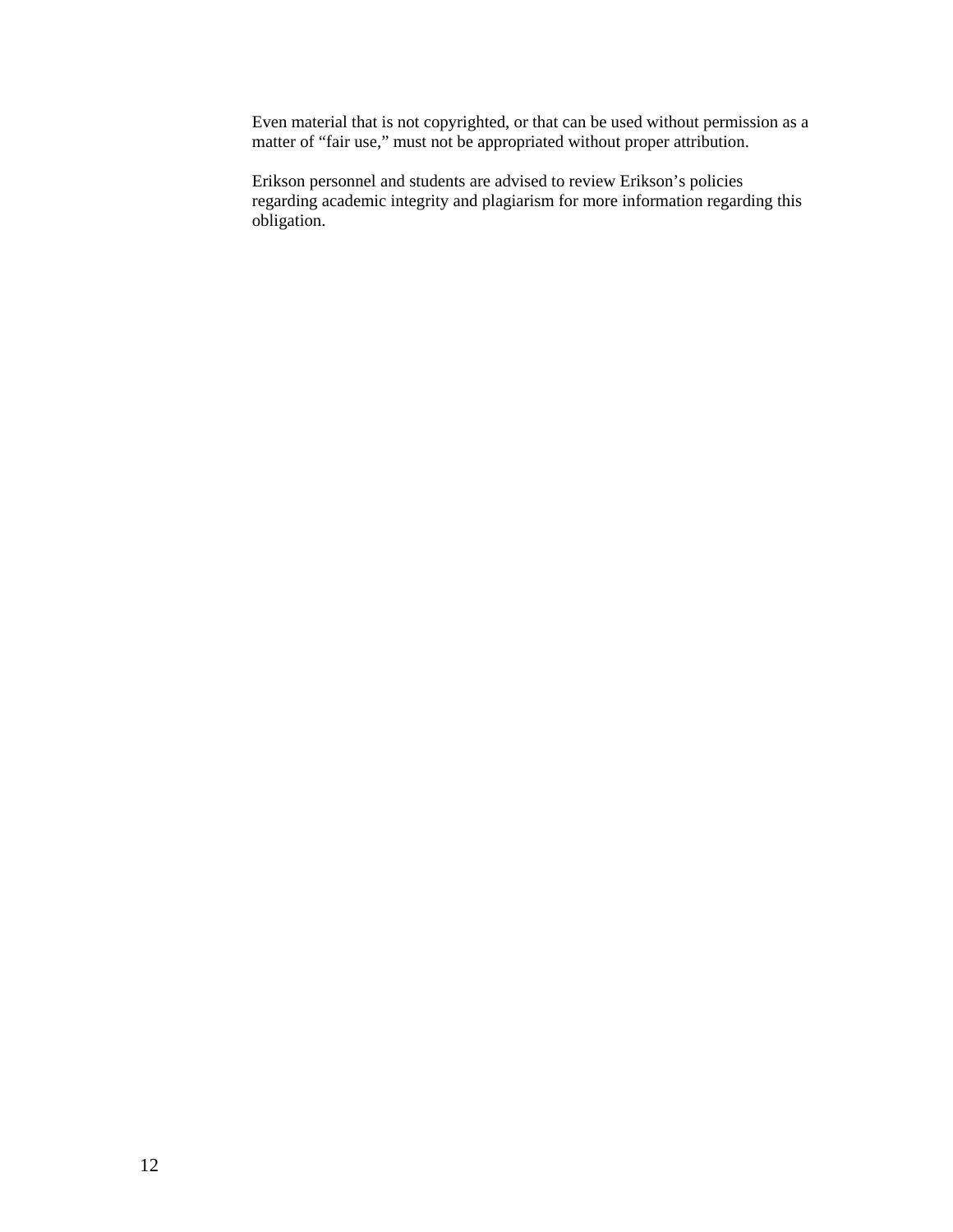Even material that is not copyrighted, or that can be used without permission as a matter of “fair use,” must not be appropriated without proper attribution.

Erikson personnel and students are advised to review Erikson’s policies regarding academic integrity and plagiarism for more information regarding this obligation.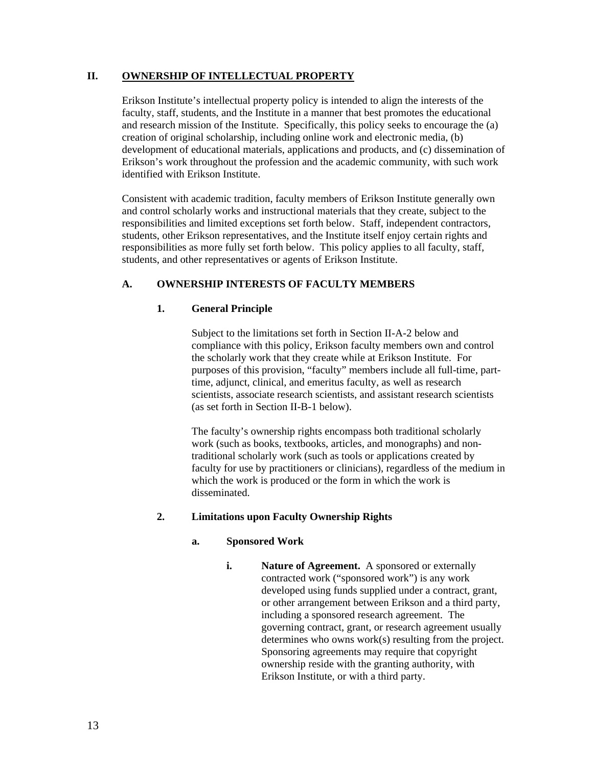## II. OWNERSHIP OF INTELLECTUAL PROPERTY

Erikson Institute's intellectual property policy is intended to align the interests of the faculty, staff, students, and the Institute in a manner that best promotes the educational and research mission of the Institute. Specifically, this policy seeks to encourage the (a) creation of original scholarship, including online work and electronic media, (b) development of educational materials, applications and products, and (c) dissemination of Erikson's work throughout the profession and the academic community, with such work identified with Erikson Institute.

Consistent with academic tradition, faculty members of Erikson Institute generally own and control scholarly works and instructional materials that they create, subject to the responsibilities and limited exceptions set forth below. Staff, independent contractors, students, other Erikson representatives, and the Institute itself enjoy certain rights and responsibilities as more fully set forth below. This policy applies to all faculty, staff, students, and other representatives or agents of Erikson Institute.

### A. OWNERSHIP INTERESTS OF FACULTY MEMBERS

#### 1. General Principle

Subject to the limitations set forth in Section II-A-2 below and compliance with this policy, Erikson faculty members own and control the scholarly work that they create while at Erikson Institute. For purposes of this provision, "faculty" members include all full-time, part-time, adjunct, clinical, and emeritus faculty, as well as research scientists, associate research scientists, and assistant research scientists (as set forth in Section II-B-1 below).

The faculty's ownership rights encompass both traditional scholarly work (such as books, textbooks, articles, and monographs) and non-traditional scholarly work (such as tools or applications created by faculty for use by practitioners or clinicians), regardless of the medium in which the work is produced or the form in which the work is disseminated.

#### 2. Limitations upon Faculty Ownership Rights

##### a. Sponsored Work

**i. Nature of Agreement.** A sponsored or externally contracted work ("sponsored work") is any work developed using funds supplied under a contract, grant, or other arrangement between Erikson and a third party, including a sponsored research agreement. The governing contract, grant, or research agreement usually determines who owns work(s) resulting from the project. Sponsoring agreements may require that copyright ownership reside with the granting authority, with Erikson Institute, or with a third party.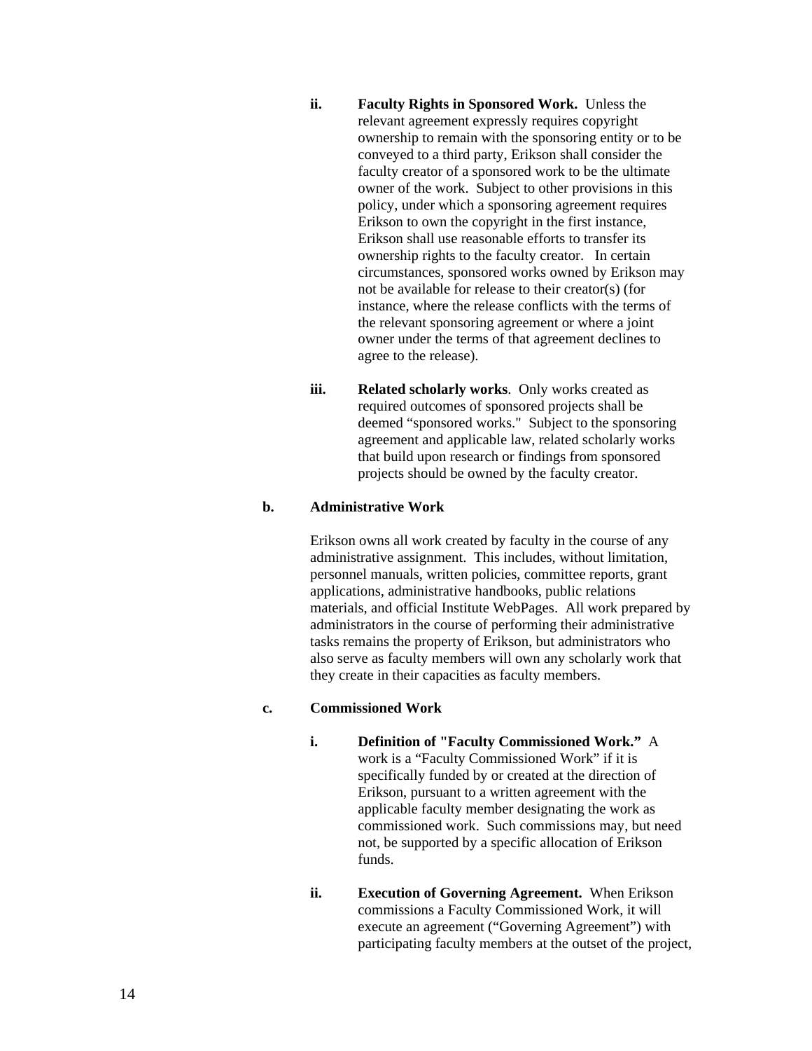ii. **Faculty Rights in Sponsored Work.** Unless the relevant agreement expressly requires copyright ownership to remain with the sponsoring entity or to be conveyed to a third party, Erikson shall consider the faculty creator of a sponsored work to be the ultimate owner of the work. Subject to other provisions in this policy, under which a sponsoring agreement requires Erikson to own the copyright in the first instance, Erikson shall use reasonable efforts to transfer its ownership rights to the faculty creator. In certain circumstances, sponsored works owned by Erikson may not be available for release to their creator(s) (for instance, where the release conflicts with the terms of the relevant sponsoring agreement or where a joint owner under the terms of that agreement declines to agree to the release).

iii. **Related scholarly works**. Only works created as required outcomes of sponsored projects shall be deemed "sponsored works." Subject to the sponsoring agreement and applicable law, related scholarly works that build upon research or findings from sponsored projects should be owned by the faculty creator.

**b. Administrative Work**

Erikson owns all work created by faculty in the course of any administrative assignment. This includes, without limitation, personnel manuals, written policies, committee reports, grant applications, administrative handbooks, public relations materials, and official Institute WebPages. All work prepared by administrators in the course of performing their administrative tasks remains the property of Erikson, but administrators who also serve as faculty members will own any scholarly work that they create in their capacities as faculty members.

**c. Commissioned Work**

i. **Definition of "Faculty Commissioned Work."** A work is a "Faculty Commissioned Work" if it is specifically funded by or created at the direction of Erikson, pursuant to a written agreement with the applicable faculty member designating the work as commissioned work. Such commissions may, but need not, be supported by a specific allocation of Erikson funds.

ii. **Execution of Governing Agreement.** When Erikson commissions a Faculty Commissioned Work, it will execute an agreement ("Governing Agreement") with participating faculty members at the outset of the project,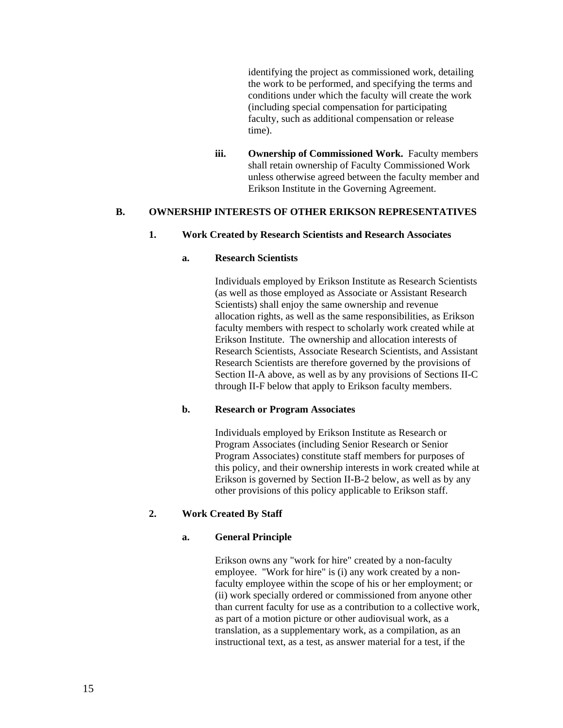identifying the project as commissioned work, detailing the work to be performed, and specifying the terms and conditions under which the faculty will create the work (including special compensation for participating faculty, such as additional compensation or release time).

**iii. Ownership of Commissioned Work.** Faculty members shall retain ownership of Faculty Commissioned Work unless otherwise agreed between the faculty member and Erikson Institute in the Governing Agreement.

## B. OWNERSHIP INTERESTS OF OTHER ERIKSON REPRESENTATIVES

### 1. Work Created by Research Scientists and Research Associates

#### a. Research Scientists

Individuals employed by Erikson Institute as Research Scientists (as well as those employed as Associate or Assistant Research Scientists) shall enjoy the same ownership and revenue allocation rights, as well as the same responsibilities, as Erikson faculty members with respect to scholarly work created while at Erikson Institute. The ownership and allocation interests of Research Scientists, Associate Research Scientists, and Assistant Research Scientists are therefore governed by the provisions of Section II-A above, as well as by any provisions of Sections II-C through II-F below that apply to Erikson faculty members.

#### b. Research or Program Associates

Individuals employed by Erikson Institute as Research or Program Associates (including Senior Research or Senior Program Associates) constitute staff members for purposes of this policy, and their ownership interests in work created while at Erikson is governed by Section II-B-2 below, as well as by any other provisions of this policy applicable to Erikson staff.

### 2. Work Created By Staff

#### a. General Principle

Erikson owns any "work for hire" created by a non-faculty employee. "Work for hire" is (i) any work created by a non-faculty employee within the scope of his or her employment; or (ii) work specially ordered or commissioned from anyone other than current faculty for use as a contribution to a collective work, as part of a motion picture or other audiovisual work, as a translation, as a supplementary work, as a compilation, as an instructional text, as a test, as answer material for a test, if the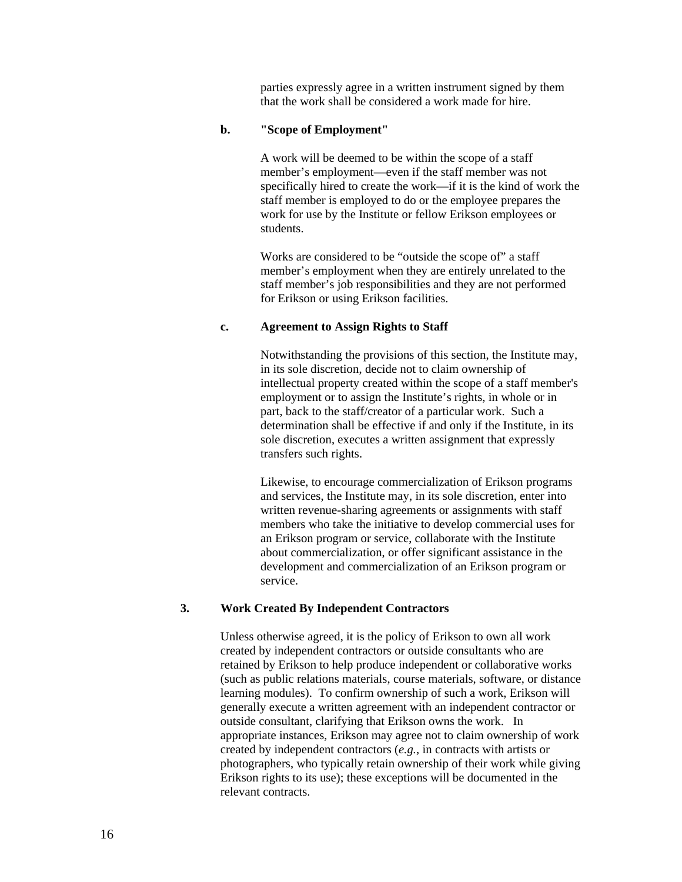parties expressly agree in a written instrument signed by them that the work shall be considered a work made for hire.

**b. "Scope of Employment"**

A work will be deemed to be within the scope of a staff member's employment—even if the staff member was not specifically hired to create the work—if it is the kind of work the staff member is employed to do or the employee prepares the work for use by the Institute or fellow Erikson employees or students.

Works are considered to be "outside the scope of" a staff member's employment when they are entirely unrelated to the staff member's job responsibilities and they are not performed for Erikson or using Erikson facilities.

**c. Agreement to Assign Rights to Staff**

Notwithstanding the provisions of this section, the Institute may, in its sole discretion, decide not to claim ownership of intellectual property created within the scope of a staff member's employment or to assign the Institute's rights, in whole or in part, back to the staff/creator of a particular work. Such a determination shall be effective if and only if the Institute, in its sole discretion, executes a written assignment that expressly transfers such rights.

Likewise, to encourage commercialization of Erikson programs and services, the Institute may, in its sole discretion, enter into written revenue-sharing agreements or assignments with staff members who take the initiative to develop commercial uses for an Erikson program or service, collaborate with the Institute about commercialization, or offer significant assistance in the development and commercialization of an Erikson program or service.

**3. Work Created By Independent Contractors**

Unless otherwise agreed, it is the policy of Erikson to own all work created by independent contractors or outside consultants who are retained by Erikson to help produce independent or collaborative works (such as public relations materials, course materials, software, or distance learning modules). To confirm ownership of such a work, Erikson will generally execute a written agreement with an independent contractor or outside consultant, clarifying that Erikson owns the work. In appropriate instances, Erikson may agree not to claim ownership of work created by independent contractors (*e.g.*, in contracts with artists or photographers, who typically retain ownership of their work while giving Erikson rights to its use); these exceptions will be documented in the relevant contracts.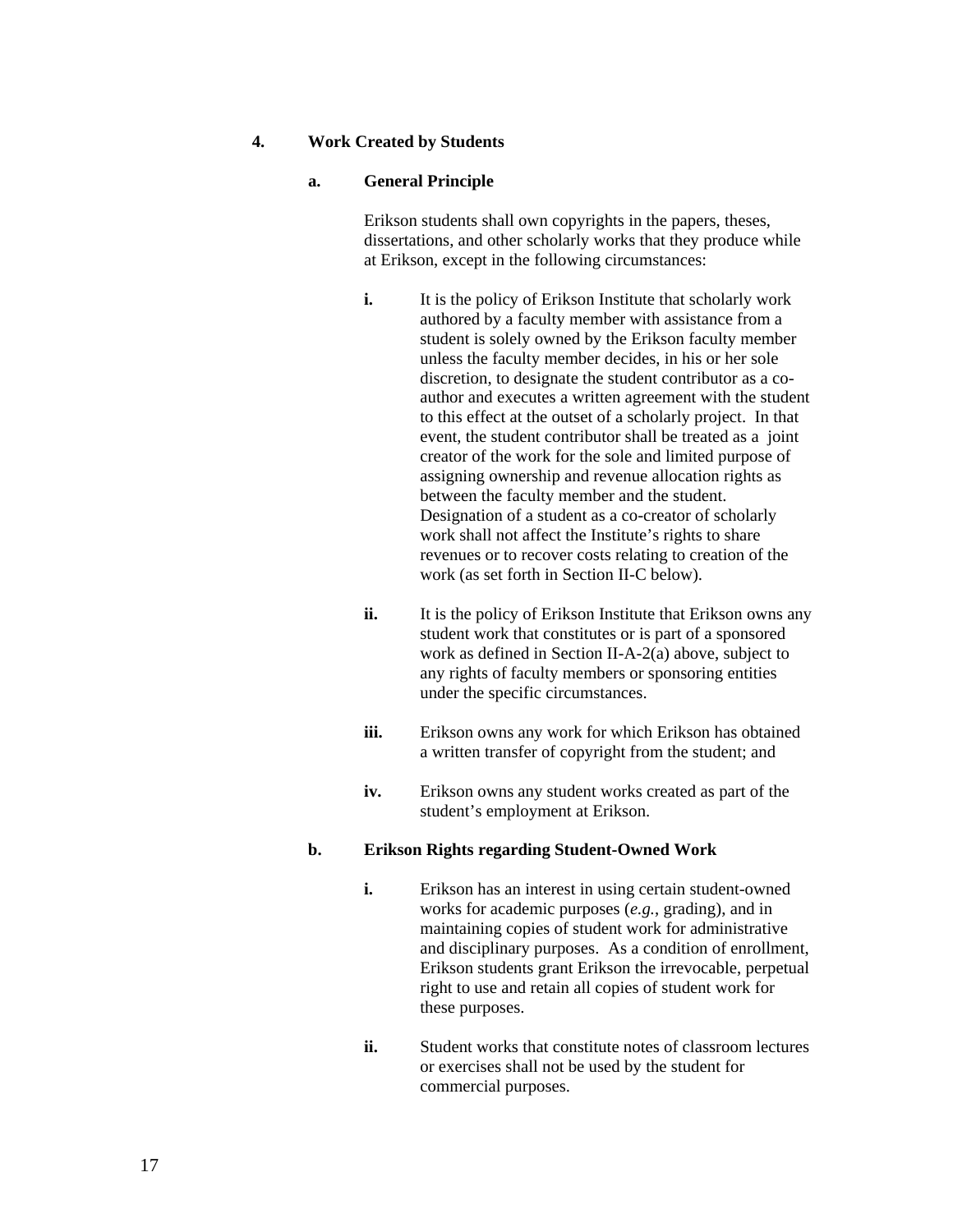### 4. Work Created by Students

#### a. General Principle

Erikson students shall own copyrights in the papers, theses, dissertations, and other scholarly works that they produce while at Erikson, except in the following circumstances:

**i.** It is the policy of Erikson Institute that scholarly work authored by a faculty member with assistance from a student is solely owned by the Erikson faculty member unless the faculty member decides, in his or her sole discretion, to designate the student contributor as a co-author and executes a written agreement with the student to this effect at the outset of a scholarly project. In that event, the student contributor shall be treated as a joint creator of the work for the sole and limited purpose of assigning ownership and revenue allocation rights as between the faculty member and the student. Designation of a student as a co-creator of scholarly work shall not affect the Institute's rights to share revenues or to recover costs relating to creation of the work (as set forth in Section II-C below).

**ii.** It is the policy of Erikson Institute that Erikson owns any student work that constitutes or is part of a sponsored work as defined in Section II-A-2(a) above, subject to any rights of faculty members or sponsoring entities under the specific circumstances.

**iii.** Erikson owns any work for which Erikson has obtained a written transfer of copyright from the student; and

**iv.** Erikson owns any student works created as part of the student's employment at Erikson.

#### b. Erikson Rights regarding Student-Owned Work

**i.** Erikson has an interest in using certain student-owned works for academic purposes (*e.g.*, grading), and in maintaining copies of student work for administrative and disciplinary purposes. As a condition of enrollment, Erikson students grant Erikson the irrevocable, perpetual right to use and retain all copies of student work for these purposes.

**ii.** Student works that constitute notes of classroom lectures or exercises shall not be used by the student for commercial purposes.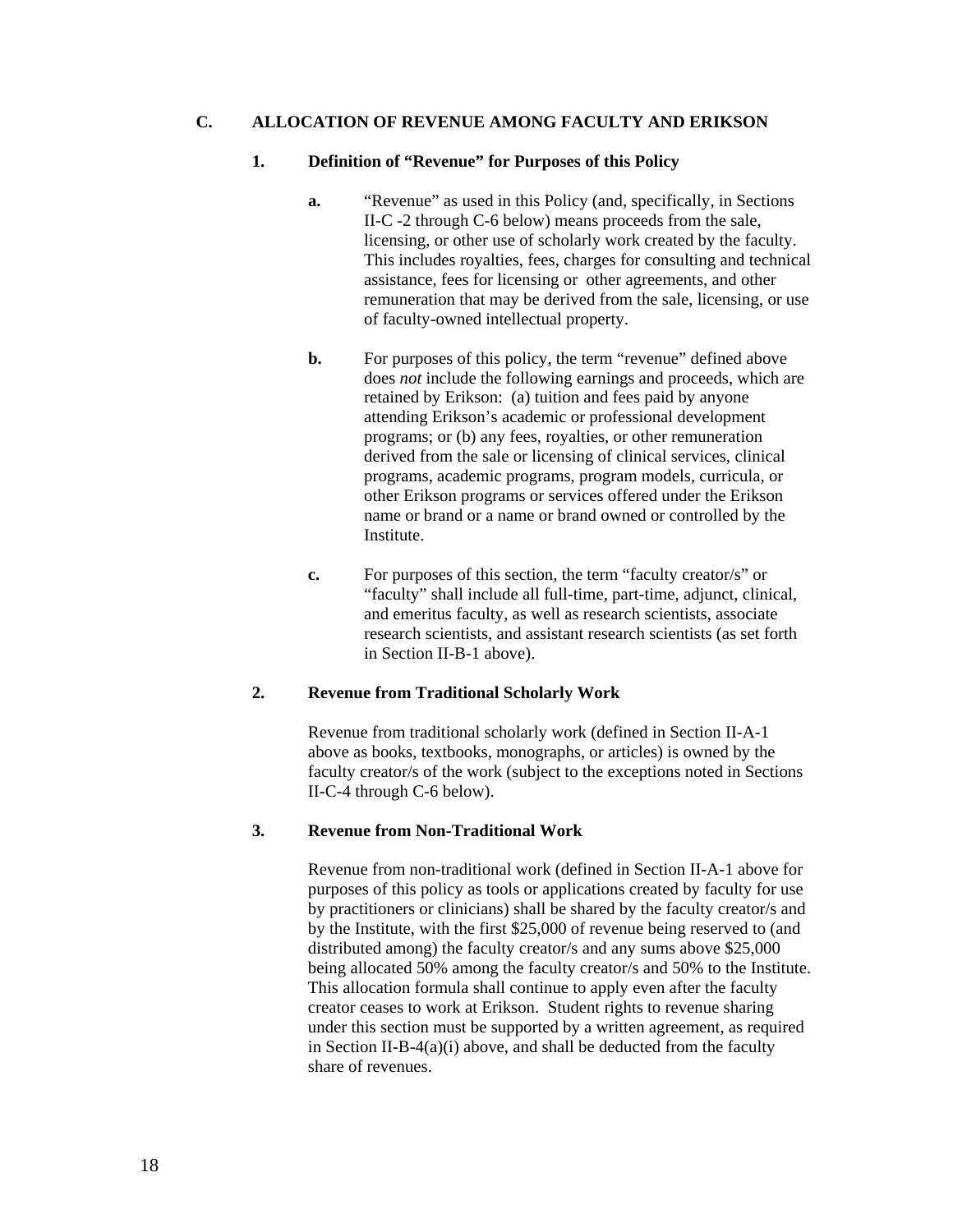### C. ALLOCATION OF REVENUE AMONG FACULTY AND ERIKSON

#### 1. Definition of "Revenue" for Purposes of this Policy

**a.** "Revenue" as used in this Policy (and, specifically, in Sections II-C -2 through C-6 below) means proceeds from the sale, licensing, or other use of scholarly work created by the faculty. This includes royalties, fees, charges for consulting and technical assistance, fees for licensing or other agreements, and other remuneration that may be derived from the sale, licensing, or use of faculty-owned intellectual property.

**b.** For purposes of this policy, the term "revenue" defined above does *not* include the following earnings and proceeds, which are retained by Erikson: (a) tuition and fees paid by anyone attending Erikson's academic or professional development programs; or (b) any fees, royalties, or other remuneration derived from the sale or licensing of clinical services, clinical programs, academic programs, program models, curricula, or other Erikson programs or services offered under the Erikson name or brand or a name or brand owned or controlled by the Institute.

**c.** For purposes of this section, the term "faculty creator/s" or "faculty" shall include all full-time, part-time, adjunct, clinical, and emeritus faculty, as well as research scientists, associate research scientists, and assistant research scientists (as set forth in Section II-B-1 above).

#### 2. Revenue from Traditional Scholarly Work

Revenue from traditional scholarly work (defined in Section II-A-1 above as books, textbooks, monographs, or articles) is owned by the faculty creator/s of the work (subject to the exceptions noted in Sections II-C-4 through C-6 below).

#### 3. Revenue from Non-Traditional Work

Revenue from non-traditional work (defined in Section II-A-1 above for purposes of this policy as tools or applications created by faculty for use by practitioners or clinicians) shall be shared by the faculty creator/s and by the Institute, with the first $25,000 of revenue being reserved to (and distributed among) the faculty creator/s and any sums above $25,000 being allocated 50% among the faculty creator/s and 50% to the Institute. This allocation formula shall continue to apply even after the faculty creator ceases to work at Erikson. Student rights to revenue sharing under this section must be supported by a written agreement, as required in Section II-B-4(a)(i) above, and shall be deducted from the faculty share of revenues.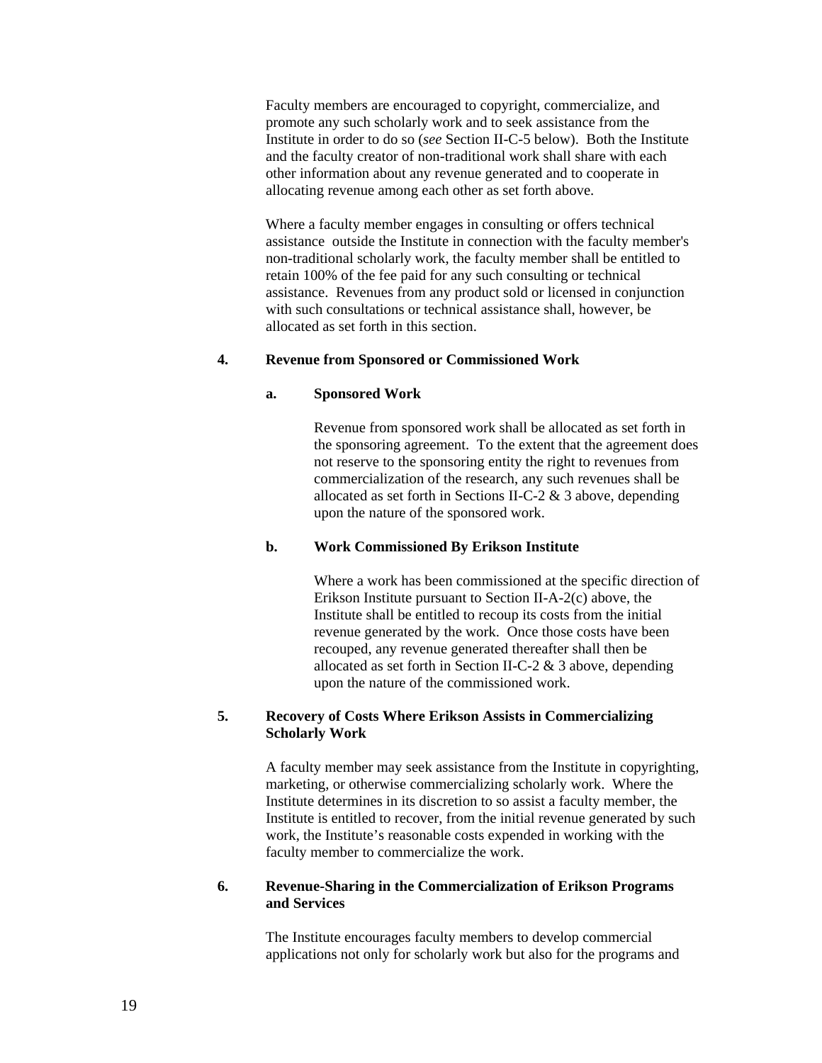Faculty members are encouraged to copyright, commercialize, and promote any such scholarly work and to seek assistance from the Institute in order to do so (*see* Section II-C-5 below). Both the Institute and the faculty creator of non-traditional work shall share with each other information about any revenue generated and to cooperate in allocating revenue among each other as set forth above.

Where a faculty member engages in consulting or offers technical assistance outside the Institute in connection with the faculty member's non-traditional scholarly work, the faculty member shall be entitled to retain 100% of the fee paid for any such consulting or technical assistance. Revenues from any product sold or licensed in conjunction with such consultations or technical assistance shall, however, be allocated as set forth in this section.

**4. Revenue from Sponsored or Commissioned Work**

**a. Sponsored Work**

Revenue from sponsored work shall be allocated as set forth in the sponsoring agreement. To the extent that the agreement does not reserve to the sponsoring entity the right to revenues from commercialization of the research, any such revenues shall be allocated as set forth in Sections II-C-2 & 3 above, depending upon the nature of the sponsored work.

**b. Work Commissioned By Erikson Institute**

Where a work has been commissioned at the specific direction of Erikson Institute pursuant to Section II-A-2(c) above, the Institute shall be entitled to recoup its costs from the initial revenue generated by the work. Once those costs have been recouped, any revenue generated thereafter shall then be allocated as set forth in Section II-C-2 & 3 above, depending upon the nature of the commissioned work.

**5. Recovery of Costs Where Erikson Assists in Commercializing Scholarly Work**

A faculty member may seek assistance from the Institute in copyrighting, marketing, or otherwise commercializing scholarly work. Where the Institute determines in its discretion to so assist a faculty member, the Institute is entitled to recover, from the initial revenue generated by such work, the Institute's reasonable costs expended in working with the faculty member to commercialize the work.

**6. Revenue-Sharing in the Commercialization of Erikson Programs and Services**

The Institute encourages faculty members to develop commercial applications not only for scholarly work but also for the programs and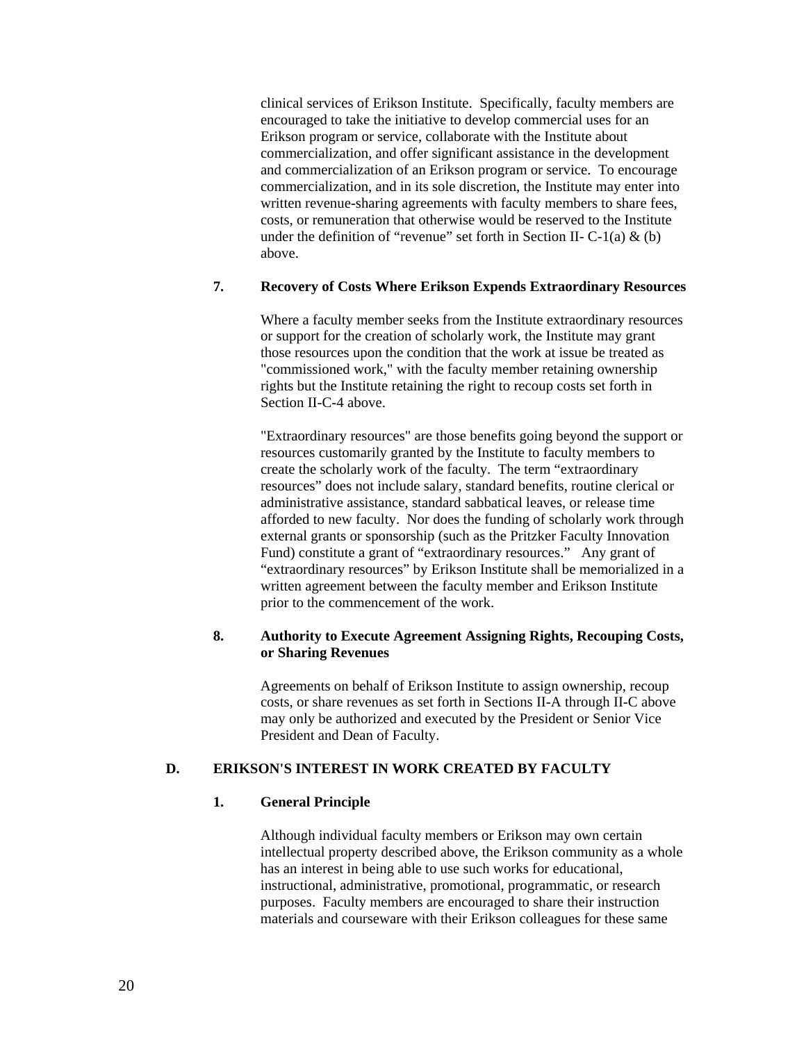clinical services of Erikson Institute. Specifically, faculty members are encouraged to take the initiative to develop commercial uses for an Erikson program or service, collaborate with the Institute about commercialization, and offer significant assistance in the development and commercialization of an Erikson program or service. To encourage commercialization, and in its sole discretion, the Institute may enter into written revenue-sharing agreements with faculty members to share fees, costs, or remuneration that otherwise would be reserved to the Institute under the definition of "revenue" set forth in Section II- C-1(a) & (b) above.

**7. Recovery of Costs Where Erikson Expends Extraordinary Resources**

Where a faculty member seeks from the Institute extraordinary resources or support for the creation of scholarly work, the Institute may grant those resources upon the condition that the work at issue be treated as "commissioned work," with the faculty member retaining ownership rights but the Institute retaining the right to recoup costs set forth in Section II-C-4 above.

"Extraordinary resources" are those benefits going beyond the support or resources customarily granted by the Institute to faculty members to create the scholarly work of the faculty. The term "extraordinary resources" does not include salary, standard benefits, routine clerical or administrative assistance, standard sabbatical leaves, or release time afforded to new faculty. Nor does the funding of scholarly work through external grants or sponsorship (such as the Pritzker Faculty Innovation Fund) constitute a grant of "extraordinary resources." Any grant of "extraordinary resources" by Erikson Institute shall be memorialized in a written agreement between the faculty member and Erikson Institute prior to the commencement of the work.

**8. Authority to Execute Agreement Assigning Rights, Recouping Costs, or Sharing Revenues**

Agreements on behalf of Erikson Institute to assign ownership, recoup costs, or share revenues as set forth in Sections II-A through II-C above may only be authorized and executed by the President or Senior Vice President and Dean of Faculty.

## D. ERIKSON'S INTEREST IN WORK CREATED BY FACULTY

**1. General Principle**

Although individual faculty members or Erikson may own certain intellectual property described above, the Erikson community as a whole has an interest in being able to use such works for educational, instructional, administrative, promotional, programmatic, or research purposes. Faculty members are encouraged to share their instruction materials and courseware with their Erikson colleagues for these same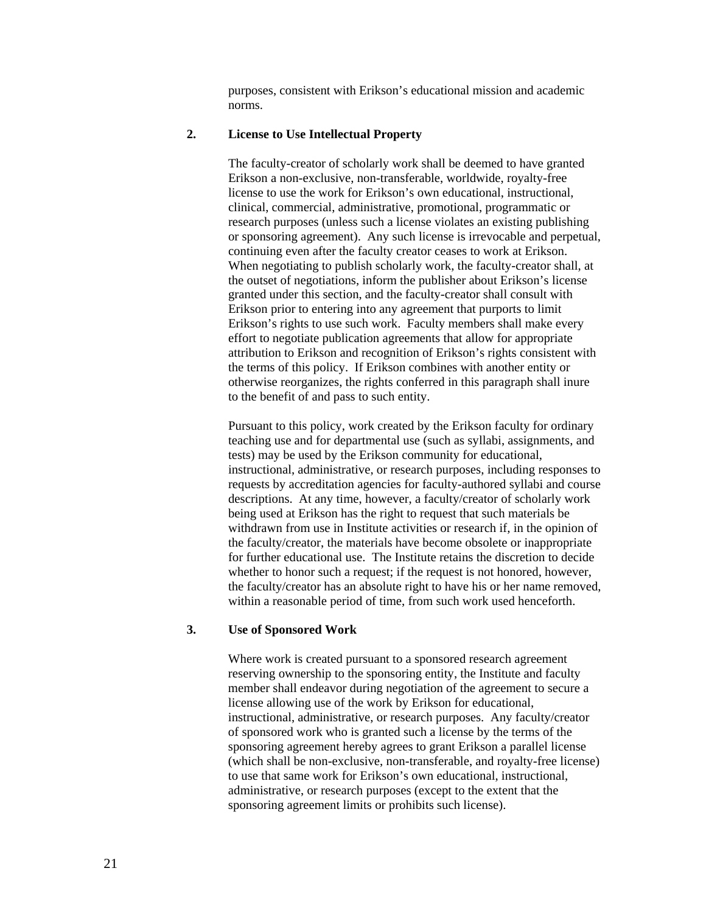purposes, consistent with Erikson's educational mission and academic norms.

**2. License to Use Intellectual Property**

The faculty-creator of scholarly work shall be deemed to have granted Erikson a non-exclusive, non-transferable, worldwide, royalty-free license to use the work for Erikson's own educational, instructional, clinical, commercial, administrative, promotional, programmatic or research purposes (unless such a license violates an existing publishing or sponsoring agreement). Any such license is irrevocable and perpetual, continuing even after the faculty creator ceases to work at Erikson. When negotiating to publish scholarly work, the faculty-creator shall, at the outset of negotiations, inform the publisher about Erikson's license granted under this section, and the faculty-creator shall consult with Erikson prior to entering into any agreement that purports to limit Erikson's rights to use such work. Faculty members shall make every effort to negotiate publication agreements that allow for appropriate attribution to Erikson and recognition of Erikson's rights consistent with the terms of this policy. If Erikson combines with another entity or otherwise reorganizes, the rights conferred in this paragraph shall inure to the benefit of and pass to such entity.

Pursuant to this policy, work created by the Erikson faculty for ordinary teaching use and for departmental use (such as syllabi, assignments, and tests) may be used by the Erikson community for educational, instructional, administrative, or research purposes, including responses to requests by accreditation agencies for faculty-authored syllabi and course descriptions. At any time, however, a faculty/creator of scholarly work being used at Erikson has the right to request that such materials be withdrawn from use in Institute activities or research if, in the opinion of the faculty/creator, the materials have become obsolete or inappropriate for further educational use. The Institute retains the discretion to decide whether to honor such a request; if the request is not honored, however, the faculty/creator has an absolute right to have his or her name removed, within a reasonable period of time, from such work used henceforth.

**3. Use of Sponsored Work**

Where work is created pursuant to a sponsored research agreement reserving ownership to the sponsoring entity, the Institute and faculty member shall endeavor during negotiation of the agreement to secure a license allowing use of the work by Erikson for educational, instructional, administrative, or research purposes. Any faculty/creator of sponsored work who is granted such a license by the terms of the sponsoring agreement hereby agrees to grant Erikson a parallel license (which shall be non-exclusive, non-transferable, and royalty-free license) to use that same work for Erikson's own educational, instructional, administrative, or research purposes (except to the extent that the sponsoring agreement limits or prohibits such license).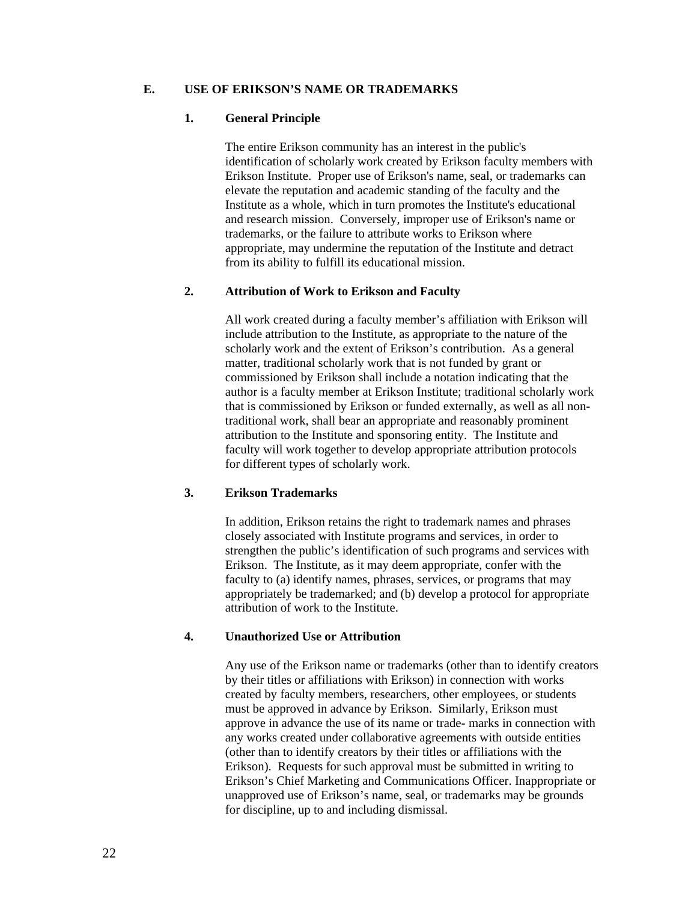## E. USE OF ERIKSON'S NAME OR TRADEMARKS

### 1. General Principle

The entire Erikson community has an interest in the public's identification of scholarly work created by Erikson faculty members with Erikson Institute. Proper use of Erikson's name, seal, or trademarks can elevate the reputation and academic standing of the faculty and the Institute as a whole, which in turn promotes the Institute's educational and research mission. Conversely, improper use of Erikson's name or trademarks, or the failure to attribute works to Erikson where appropriate, may undermine the reputation of the Institute and detract from its ability to fulfill its educational mission.

### 2. Attribution of Work to Erikson and Faculty

All work created during a faculty member's affiliation with Erikson will include attribution to the Institute, as appropriate to the nature of the scholarly work and the extent of Erikson's contribution. As a general matter, traditional scholarly work that is not funded by grant or commissioned by Erikson shall include a notation indicating that the author is a faculty member at Erikson Institute; traditional scholarly work that is commissioned by Erikson or funded externally, as well as all non-traditional work, shall bear an appropriate and reasonably prominent attribution to the Institute and sponsoring entity. The Institute and faculty will work together to develop appropriate attribution protocols for different types of scholarly work.

### 3. Erikson Trademarks

In addition, Erikson retains the right to trademark names and phrases closely associated with Institute programs and services, in order to strengthen the public's identification of such programs and services with Erikson. The Institute, as it may deem appropriate, confer with the faculty to (a) identify names, phrases, services, or programs that may appropriately be trademarked; and (b) develop a protocol for appropriate attribution of work to the Institute.

### 4. Unauthorized Use or Attribution

Any use of the Erikson name or trademarks (other than to identify creators by their titles or affiliations with Erikson) in connection with works created by faculty members, researchers, other employees, or students must be approved in advance by Erikson. Similarly, Erikson must approve in advance the use of its name or trade- marks in connection with any works created under collaborative agreements with outside entities (other than to identify creators by their titles or affiliations with the Erikson). Requests for such approval must be submitted in writing to Erikson's Chief Marketing and Communications Officer. Inappropriate or unapproved use of Erikson's name, seal, or trademarks may be grounds for discipline, up to and including dismissal.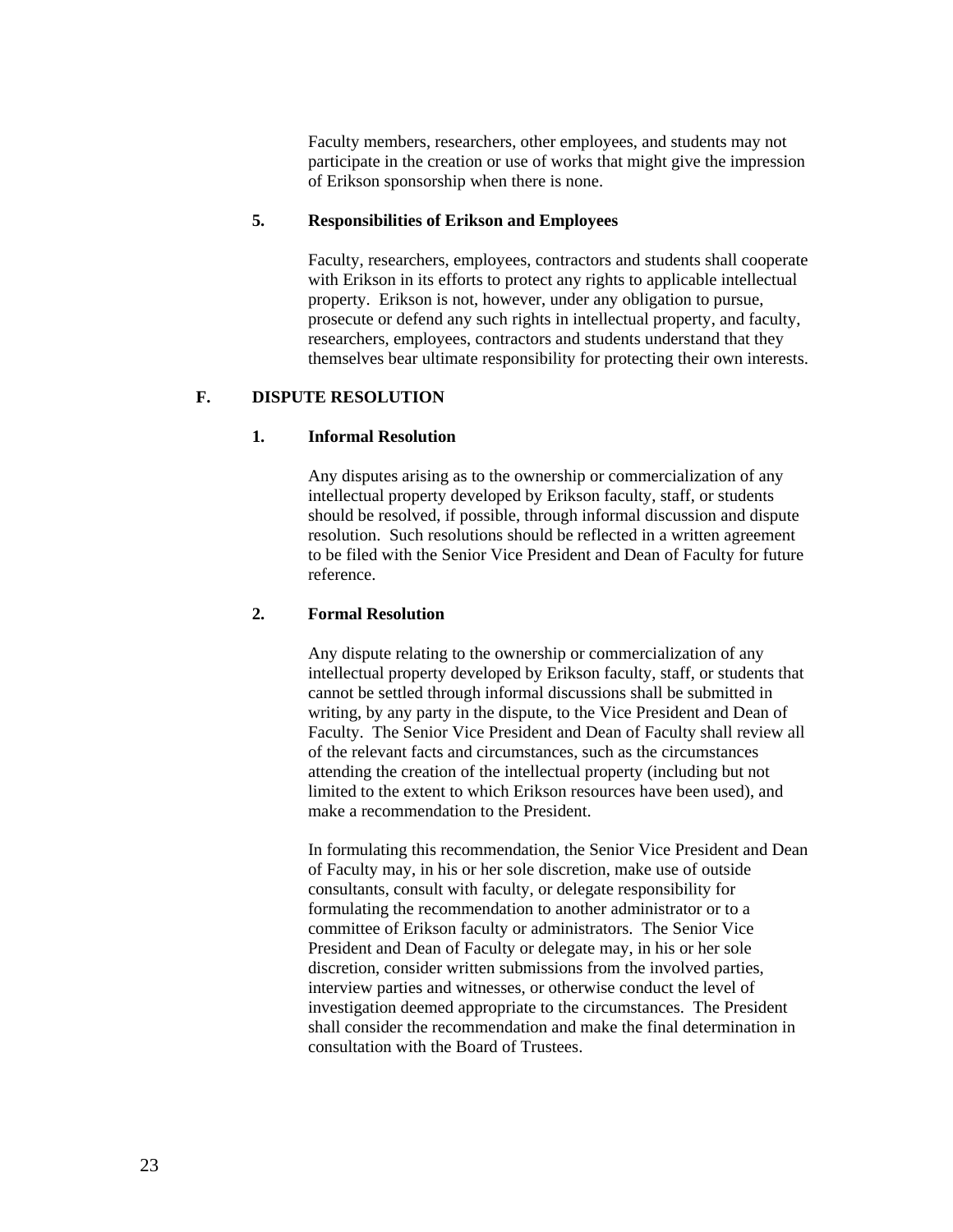Faculty members, researchers, other employees, and students may not participate in the creation or use of works that might give the impression of Erikson sponsorship when there is none.

### 5. Responsibilities of Erikson and Employees

Faculty, researchers, employees, contractors and students shall cooperate with Erikson in its efforts to protect any rights to applicable intellectual property. Erikson is not, however, under any obligation to pursue, prosecute or defend any such rights in intellectual property, and faculty, researchers, employees, contractors and students understand that they themselves bear ultimate responsibility for protecting their own interests.

## F. DISPUTE RESOLUTION

### 1. Informal Resolution

Any disputes arising as to the ownership or commercialization of any intellectual property developed by Erikson faculty, staff, or students should be resolved, if possible, through informal discussion and dispute resolution. Such resolutions should be reflected in a written agreement to be filed with the Senior Vice President and Dean of Faculty for future reference.

### 2. Formal Resolution

Any dispute relating to the ownership or commercialization of any intellectual property developed by Erikson faculty, staff, or students that cannot be settled through informal discussions shall be submitted in writing, by any party in the dispute, to the Vice President and Dean of Faculty. The Senior Vice President and Dean of Faculty shall review all of the relevant facts and circumstances, such as the circumstances attending the creation of the intellectual property (including but not limited to the extent to which Erikson resources have been used), and make a recommendation to the President.

In formulating this recommendation, the Senior Vice President and Dean of Faculty may, in his or her sole discretion, make use of outside consultants, consult with faculty, or delegate responsibility for formulating the recommendation to another administrator or to a committee of Erikson faculty or administrators. The Senior Vice President and Dean of Faculty or delegate may, in his or her sole discretion, consider written submissions from the involved parties, interview parties and witnesses, or otherwise conduct the level of investigation deemed appropriate to the circumstances. The President shall consider the recommendation and make the final determination in consultation with the Board of Trustees.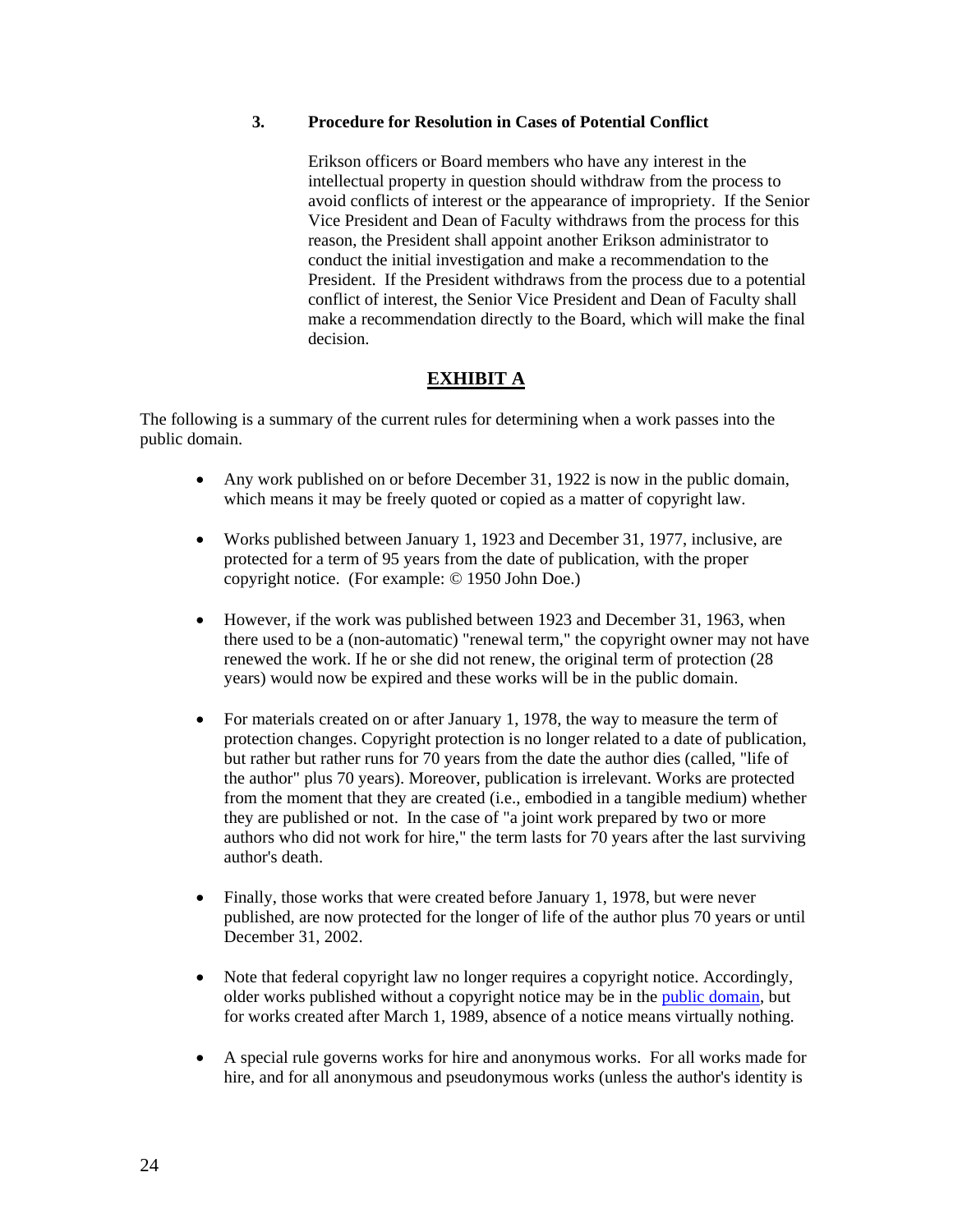### 3. Procedure for Resolution in Cases of Potential Conflict

Erikson officers or Board members who have any interest in the intellectual property in question should withdraw from the process to avoid conflicts of interest or the appearance of impropriety. If the Senior Vice President and Dean of Faculty withdraws from the process for this reason, the President shall appoint another Erikson administrator to conduct the initial investigation and make a recommendation to the President. If the President withdraws from the process due to a potential conflict of interest, the Senior Vice President and Dean of Faculty shall make a recommendation directly to the Board, which will make the final decision.

## EXHIBIT A

The following is a summary of the current rules for determining when a work passes into the public domain.

- Any work published on or before December 31, 1922 is now in the public domain, which means it may be freely quoted or copied as a matter of copyright law.

- Works published between January 1, 1923 and December 31, 1977, inclusive, are protected for a term of 95 years from the date of publication, with the proper copyright notice. (For example: © 1950 John Doe.)

- However, if the work was published between 1923 and December 31, 1963, when there used to be a (non-automatic) "renewal term," the copyright owner may not have renewed the work. If he or she did not renew, the original term of protection (28 years) would now be expired and these works will be in the public domain.

- For materials created on or after January 1, 1978, the way to measure the term of protection changes. Copyright protection is no longer related to a date of publication, but rather but rather runs for 70 years from the date the author dies (called, "life of the author" plus 70 years). Moreover, publication is irrelevant. Works are protected from the moment that they are created (i.e., embodied in a tangible medium) whether they are published or not. In the case of "a joint work prepared by two or more authors who did not work for hire," the term lasts for 70 years after the last surviving author's death.

- Finally, those works that were created before January 1, 1978, but were never published, are now protected for the longer of life of the author plus 70 years or until December 31, 2002.

- Note that federal copyright law no longer requires a copyright notice. Accordingly, older works published without a copyright notice may be in the public domain, but for works created after March 1, 1989, absence of a notice means virtually nothing.

- A special rule governs works for hire and anonymous works. For all works made for hire, and for all anonymous and pseudonymous works (unless the author's identity is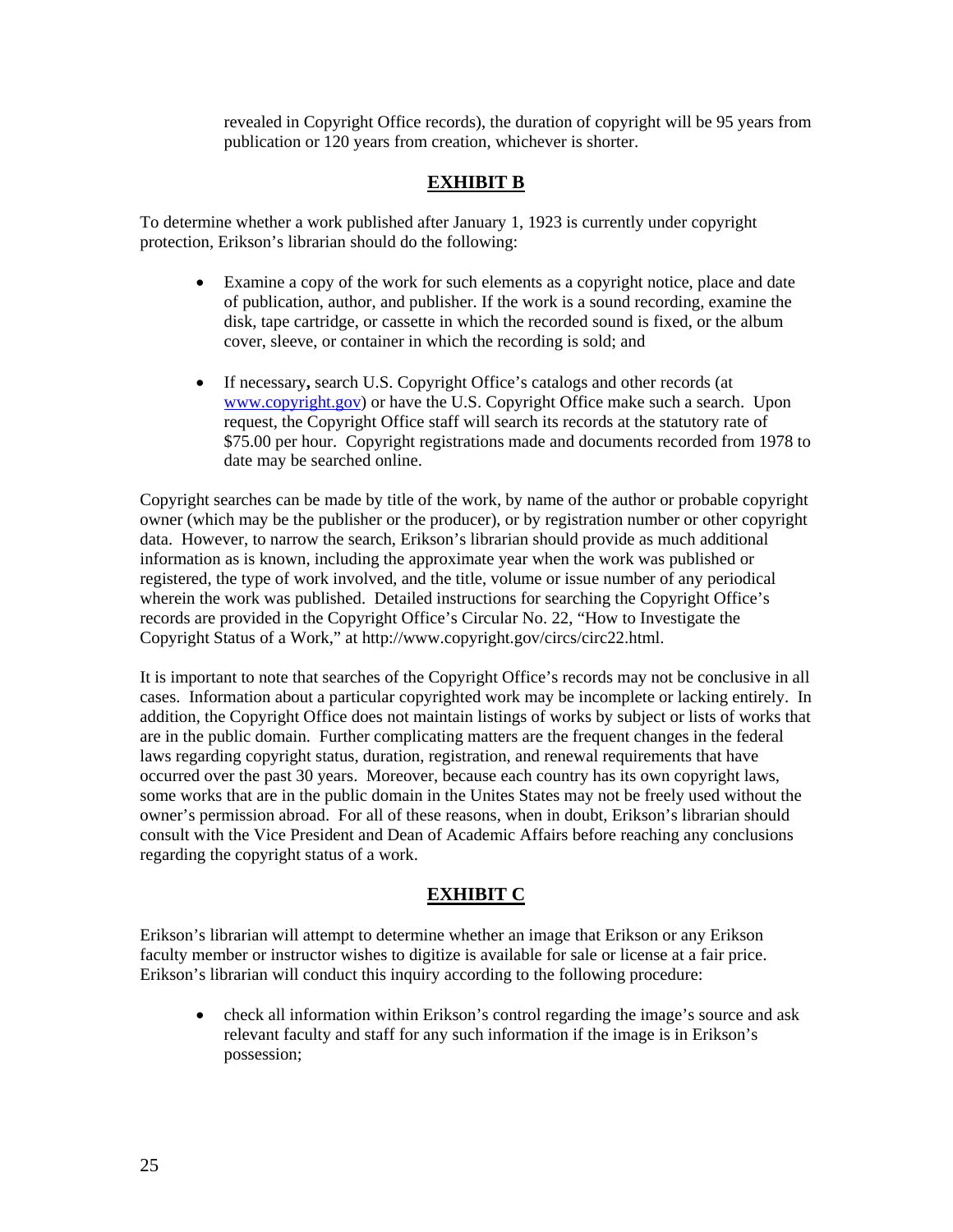revealed in Copyright Office records), the duration of copyright will be 95 years from publication or 120 years from creation, whichever is shorter.

## **EXHIBIT B**

To determine whether a work published after January 1, 1923 is currently under copyright protection, Erikson's librarian should do the following:

- Examine a copy of the work for such elements as a copyright notice, place and date of publication, author, and publisher. If the work is a sound recording, examine the disk, tape cartridge, or cassette in which the recorded sound is fixed, or the album cover, sleeve, or container in which the recording is sold; and

- If necessary**,** search U.S. Copyright Office's catalogs and other records (at [www.copyright.gov](www.copyright.gov)) or have the U.S. Copyright Office make such a search. Upon request, the Copyright Office staff will search its records at the statutory rate of $75.00 per hour. Copyright registrations made and documents recorded from 1978 to date may be searched online.

Copyright searches can be made by title of the work, by name of the author or probable copyright owner (which may be the publisher or the producer), or by registration number or other copyright data. However, to narrow the search, Erikson's librarian should provide as much additional information as is known, including the approximate year when the work was published or registered, the type of work involved, and the title, volume or issue number of any periodical wherein the work was published. Detailed instructions for searching the Copyright Office's records are provided in the Copyright Office's Circular No. 22, "How to Investigate the Copyright Status of a Work," at http://www.copyright.gov/circs/circ22.html.

It is important to note that searches of the Copyright Office's records may not be conclusive in all cases. Information about a particular copyrighted work may be incomplete or lacking entirely. In addition, the Copyright Office does not maintain listings of works by subject or lists of works that are in the public domain. Further complicating matters are the frequent changes in the federal laws regarding copyright status, duration, registration, and renewal requirements that have occurred over the past 30 years. Moreover, because each country has its own copyright laws, some works that are in the public domain in the Unites States may not be freely used without the owner's permission abroad. For all of these reasons, when in doubt, Erikson's librarian should consult with the Vice President and Dean of Academic Affairs before reaching any conclusions regarding the copyright status of a work.

## **EXHIBIT C**

Erikson's librarian will attempt to determine whether an image that Erikson or any Erikson faculty member or instructor wishes to digitize is available for sale or license at a fair price. Erikson's librarian will conduct this inquiry according to the following procedure:

- check all information within Erikson's control regarding the image's source and ask relevant faculty and staff for any such information if the image is in Erikson's possession;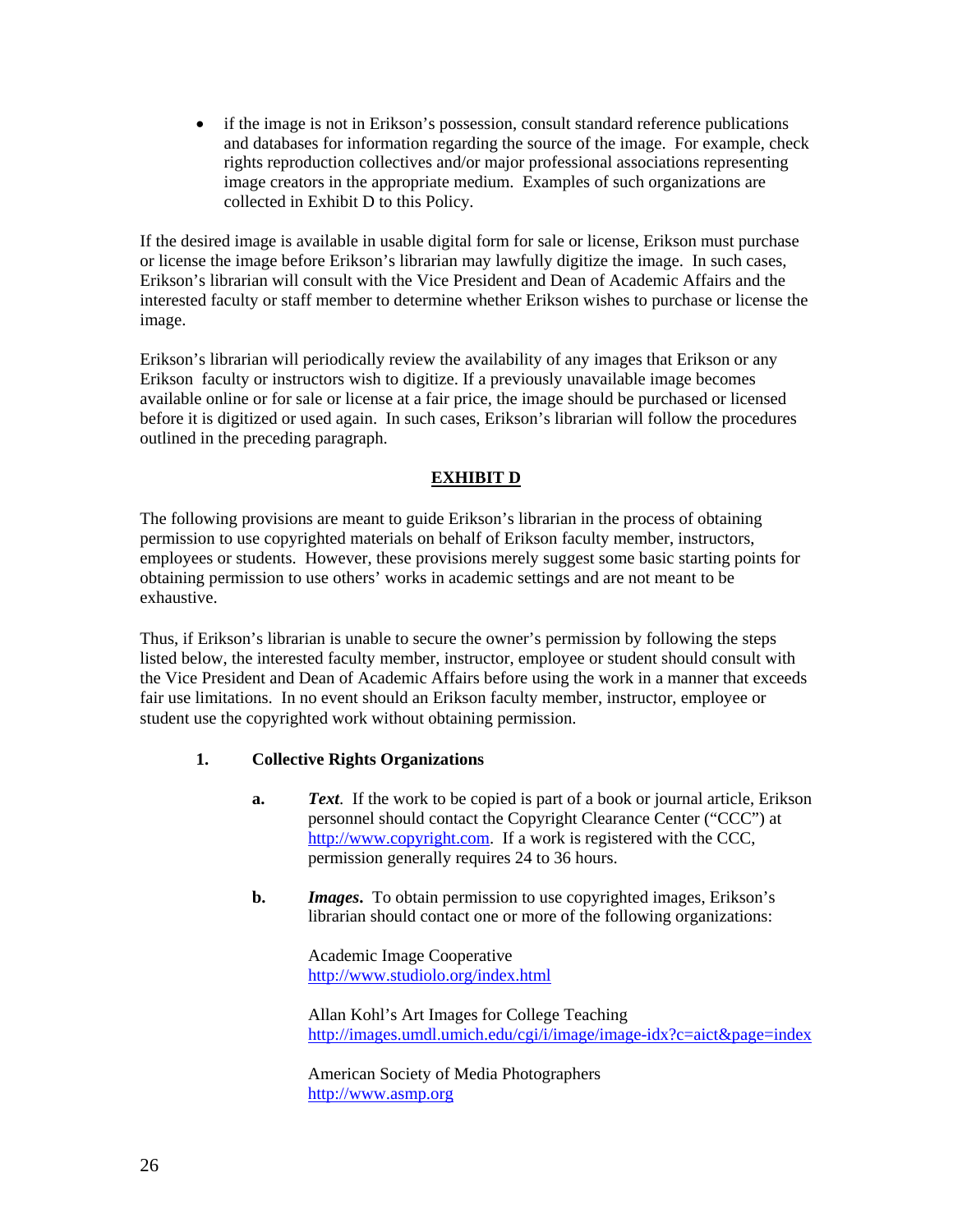- if the image is not in Erikson's possession, consult standard reference publications and databases for information regarding the source of the image. For example, check rights reproduction collectives and/or major professional associations representing image creators in the appropriate medium. Examples of such organizations are collected in Exhibit D to this Policy.

If the desired image is available in usable digital form for sale or license, Erikson must purchase or license the image before Erikson's librarian may lawfully digitize the image. In such cases, Erikson's librarian will consult with the Vice President and Dean of Academic Affairs and the interested faculty or staff member to determine whether Erikson wishes to purchase or license the image.

Erikson's librarian will periodically review the availability of any images that Erikson or any Erikson faculty or instructors wish to digitize. If a previously unavailable image becomes available online or for sale or license at a fair price, the image should be purchased or licensed before it is digitized or used again. In such cases, Erikson's librarian will follow the procedures outlined in the preceding paragraph.

## EXHIBIT D

The following provisions are meant to guide Erikson's librarian in the process of obtaining permission to use copyrighted materials on behalf of Erikson faculty member, instructors, employees or students. However, these provisions merely suggest some basic starting points for obtaining permission to use others' works in academic settings and are not meant to be exhaustive.

Thus, if Erikson's librarian is unable to secure the owner's permission by following the steps listed below, the interested faculty member, instructor, employee or student should consult with the Vice President and Dean of Academic Affairs before using the work in a manner that exceeds fair use limitations. In no event should an Erikson faculty member, instructor, employee or student use the copyrighted work without obtaining permission.

### 1. Collective Rights Organizations

**a.** ***Text***. If the work to be copied is part of a book or journal article, Erikson personnel should contact the Copyright Clearance Center ("CCC") at http://www.copyright.com. If a work is registered with the CCC, permission generally requires 24 to 36 hours.

**b.** ***Images***. To obtain permission to use copyrighted images, Erikson's librarian should contact one or more of the following organizations:

Academic Image Cooperative
http://www.studiolo.org/index.html

Allan Kohl's Art Images for College Teaching
http://images.umdl.umich.edu/cgi/i/image/image-idx?c=aict&page=index

American Society of Media Photographers
http://www.asmp.org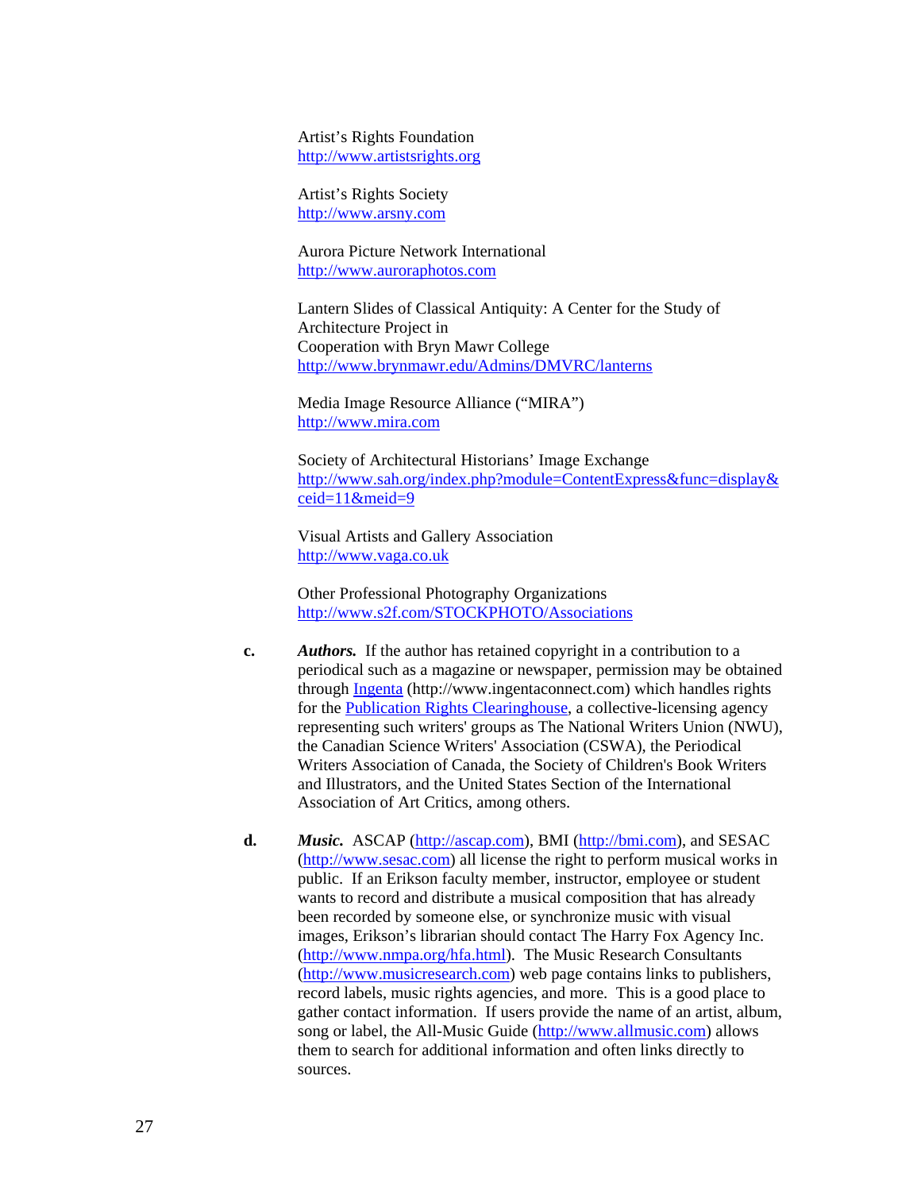Artist's Rights Foundation
http://www.artistsrights.org

Artist's Rights Society
http://www.arsny.com

Aurora Picture Network International
http://www.auroraphotos.com

Lantern Slides of Classical Antiquity: A Center for the Study of Architecture Project in
Cooperation with Bryn Mawr College
http://www.brynmawr.edu/Admins/DMVRC/lanterns

Media Image Resource Alliance ("MIRA")
http://www.mira.com

Society of Architectural Historians' Image Exchange
http://www.sah.org/index.php?module=ContentExpress&func=display&ceid=11&meid=9

Visual Artists and Gallery Association
http://www.vaga.co.uk

Other Professional Photography Organizations
http://www.s2f.com/STOCKPHOTO/Associations

**c.** ***Authors.*** If the author has retained copyright in a contribution to a periodical such as a magazine or newspaper, permission may be obtained through Ingenta (http://www.ingentaconnect.com) which handles rights for the Publication Rights Clearinghouse, a collective-licensing agency representing such writers' groups as The National Writers Union (NWU), the Canadian Science Writers' Association (CSWA), the Periodical Writers Association of Canada, the Society of Children's Book Writers and Illustrators, and the United States Section of the International Association of Art Critics, among others.

**d.** ***Music.*** ASCAP (http://ascap.com), BMI (http://bmi.com), and SESAC (http://www.sesac.com) all license the right to perform musical works in public. If an Erikson faculty member, instructor, employee or student wants to record and distribute a musical composition that has already been recorded by someone else, or synchronize music with visual images, Erikson's librarian should contact The Harry Fox Agency Inc. (http://www.nmpa.org/hfa.html). The Music Research Consultants (http://www.musicresearch.com) web page contains links to publishers, record labels, music rights agencies, and more. This is a good place to gather contact information. If users provide the name of an artist, album, song or label, the All-Music Guide (http://www.allmusic.com) allows them to search for additional information and often links directly to sources.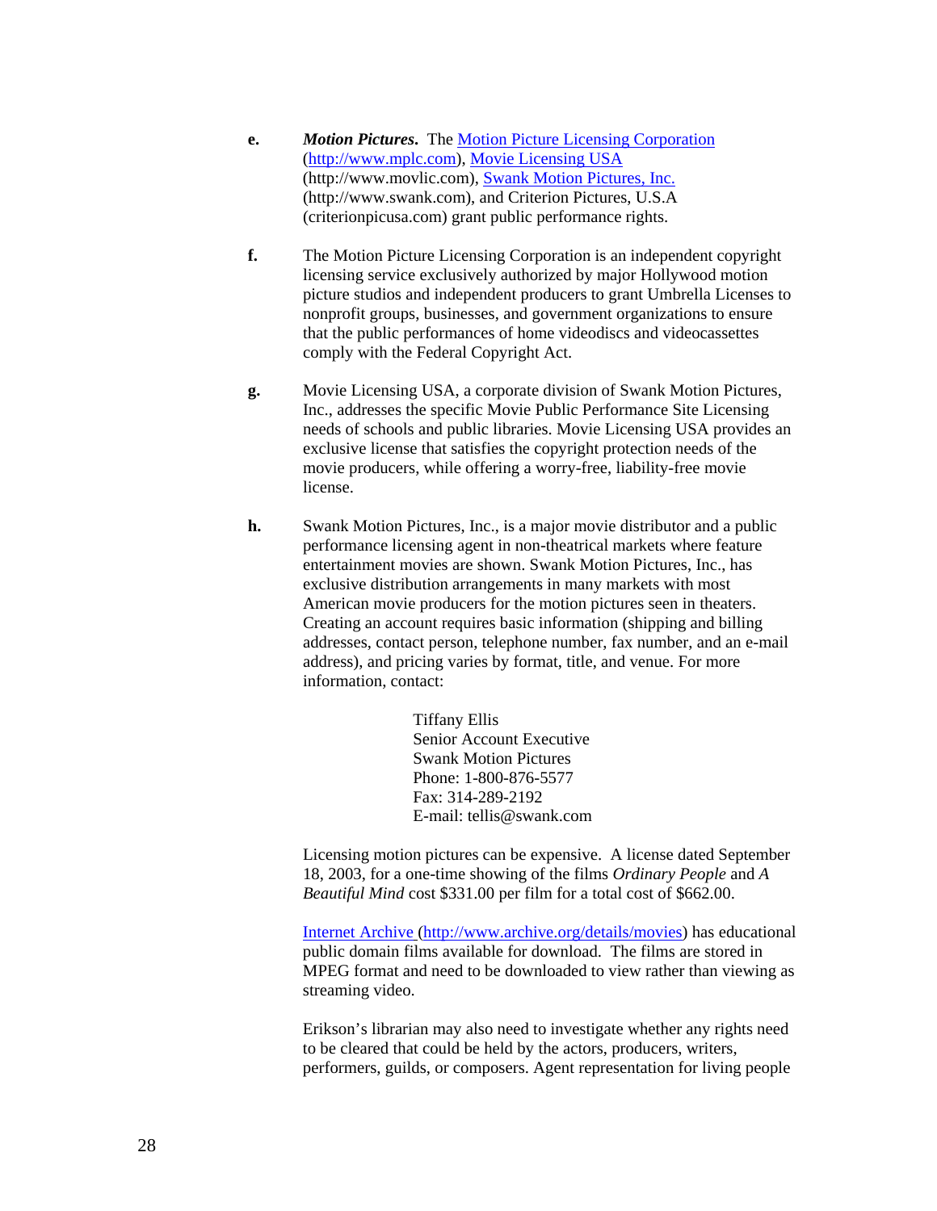**e.** ***Motion Pictures*.** The [Motion Picture Licensing Corporation](http://www.mplc.com) ([http://www.mplc.com](http://www.mplc.com)), [Movie Licensing USA](http://www.movlic.com) (http://www.movlic.com), [Swank Motion Pictures, Inc.](http://www.swank.com) (http://www.swank.com), and Criterion Pictures, U.S.A (criterionpicusa.com) grant public performance rights.

**f.** The Motion Picture Licensing Corporation is an independent copyright licensing service exclusively authorized by major Hollywood motion picture studios and independent producers to grant Umbrella Licenses to nonprofit groups, businesses, and government organizations to ensure that the public performances of home videodiscs and videocassettes comply with the Federal Copyright Act.

**g.** Movie Licensing USA, a corporate division of Swank Motion Pictures, Inc., addresses the specific Movie Public Performance Site Licensing needs of schools and public libraries. Movie Licensing USA provides an exclusive license that satisfies the copyright protection needs of the movie producers, while offering a worry-free, liability-free movie license.

**h.** Swank Motion Pictures, Inc., is a major movie distributor and a public performance licensing agent in non-theatrical markets where feature entertainment movies are shown. Swank Motion Pictures, Inc., has exclusive distribution arrangements in many markets with most American movie producers for the motion pictures seen in theaters. Creating an account requires basic information (shipping and billing addresses, contact person, telephone number, fax number, and an e-mail address), and pricing varies by format, title, and venue. For more information, contact:

> Tiffany Ellis
> Senior Account Executive
> Swank Motion Pictures
> Phone: 1-800-876-5577
> Fax: 314-289-2192
> E-mail: tellis@swank.com

Licensing motion pictures can be expensive. A license dated September 18, 2003, for a one-time showing of the films *Ordinary People* and *A Beautiful Mind* cost $331.00 per film for a total cost of $662.00.

[Internet Archive](http://www.archive.org/details/movies) ([http://www.archive.org/details/movies](http://www.archive.org/details/movies)) has educational public domain films available for download. The films are stored in MPEG format and need to be downloaded to view rather than viewing as streaming video.

Erikson's librarian may also need to investigate whether any rights need to be cleared that could be held by the actors, producers, writers, performers, guilds, or composers. Agent representation for living people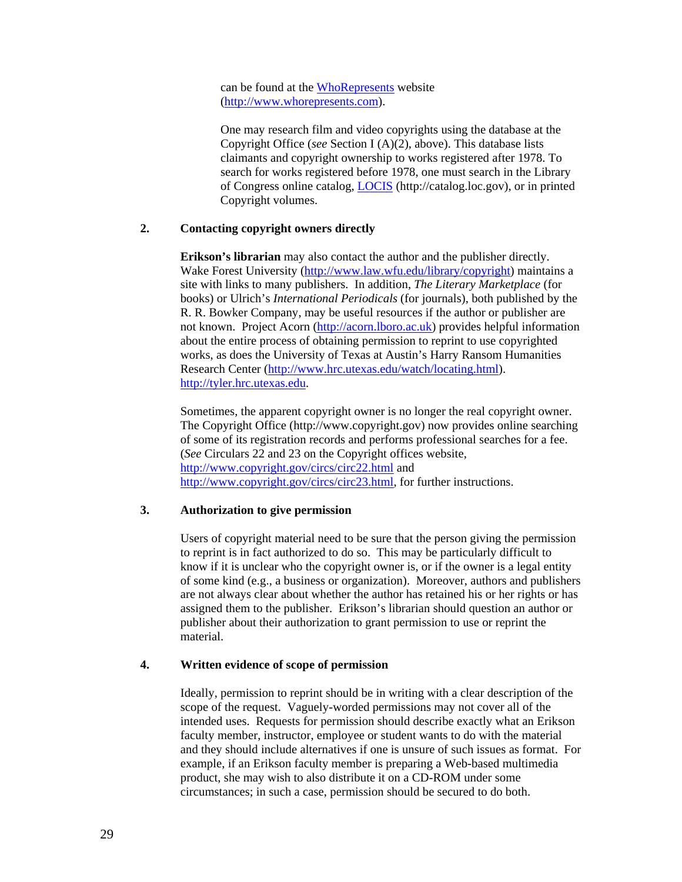can be found at the [WhoRepresents](http://www.whorepresents.com) website ([http://www.whorepresents.com](http://www.whorepresents.com)).

One may research film and video copyrights using the database at the Copyright Office (*see* Section I (A)(2), above). This database lists claimants and copyright ownership to works registered after 1978. To search for works registered before 1978, one must search in the Library of Congress online catalog, [LOCIS](http://catalog.loc.gov) (http://catalog.loc.gov), or in printed Copyright volumes.

### 2. Contacting copyright owners directly

**Erikson's librarian** may also contact the author and the publisher directly. Wake Forest University ([http://www.law.wfu.edu/library/copyright](http://www.law.wfu.edu/library/copyright)) maintains a site with links to many publishers. In addition, *The Literary Marketplace* (for books) or Ulrich's *International Periodicals* (for journals), both published by the R. R. Bowker Company, may be useful resources if the author or publisher are not known. Project Acorn ([http://acorn.lboro.ac.uk](http://acorn.lboro.ac.uk)) provides helpful information about the entire process of obtaining permission to reprint to use copyrighted works, as does the University of Texas at Austin's Harry Ransom Humanities Research Center ([http://www.hrc.utexas.edu/watch/locating.html](http://www.hrc.utexas.edu/watch/locating.html)). [http://tyler.hrc.utexas.edu](http://tyler.hrc.utexas.edu).

Sometimes, the apparent copyright owner is no longer the real copyright owner. The Copyright Office (http://www.copyright.gov) now provides online searching of some of its registration records and performs professional searches for a fee. (*See* Circulars 22 and 23 on the Copyright offices website, [http://www.copyright.gov/circs/circ22.html](http://www.copyright.gov/circs/circ22.html) and [http://www.copyright.gov/circs/circ23.html](http://www.copyright.gov/circs/circ23.html), for further instructions.

### 3. Authorization to give permission

Users of copyright material need to be sure that the person giving the permission to reprint is in fact authorized to do so. This may be particularly difficult to know if it is unclear who the copyright owner is, or if the owner is a legal entity of some kind (e.g., a business or organization). Moreover, authors and publishers are not always clear about whether the author has retained his or her rights or has assigned them to the publisher. Erikson's librarian should question an author or publisher about their authorization to grant permission to use or reprint the material.

### 4. Written evidence of scope of permission

Ideally, permission to reprint should be in writing with a clear description of the scope of the request. Vaguely-worded permissions may not cover all of the intended uses. Requests for permission should describe exactly what an Erikson faculty member, instructor, employee or student wants to do with the material and they should include alternatives if one is unsure of such issues as format. For example, if an Erikson faculty member is preparing a Web-based multimedia product, she may wish to also distribute it on a CD-ROM under some circumstances; in such a case, permission should be secured to do both.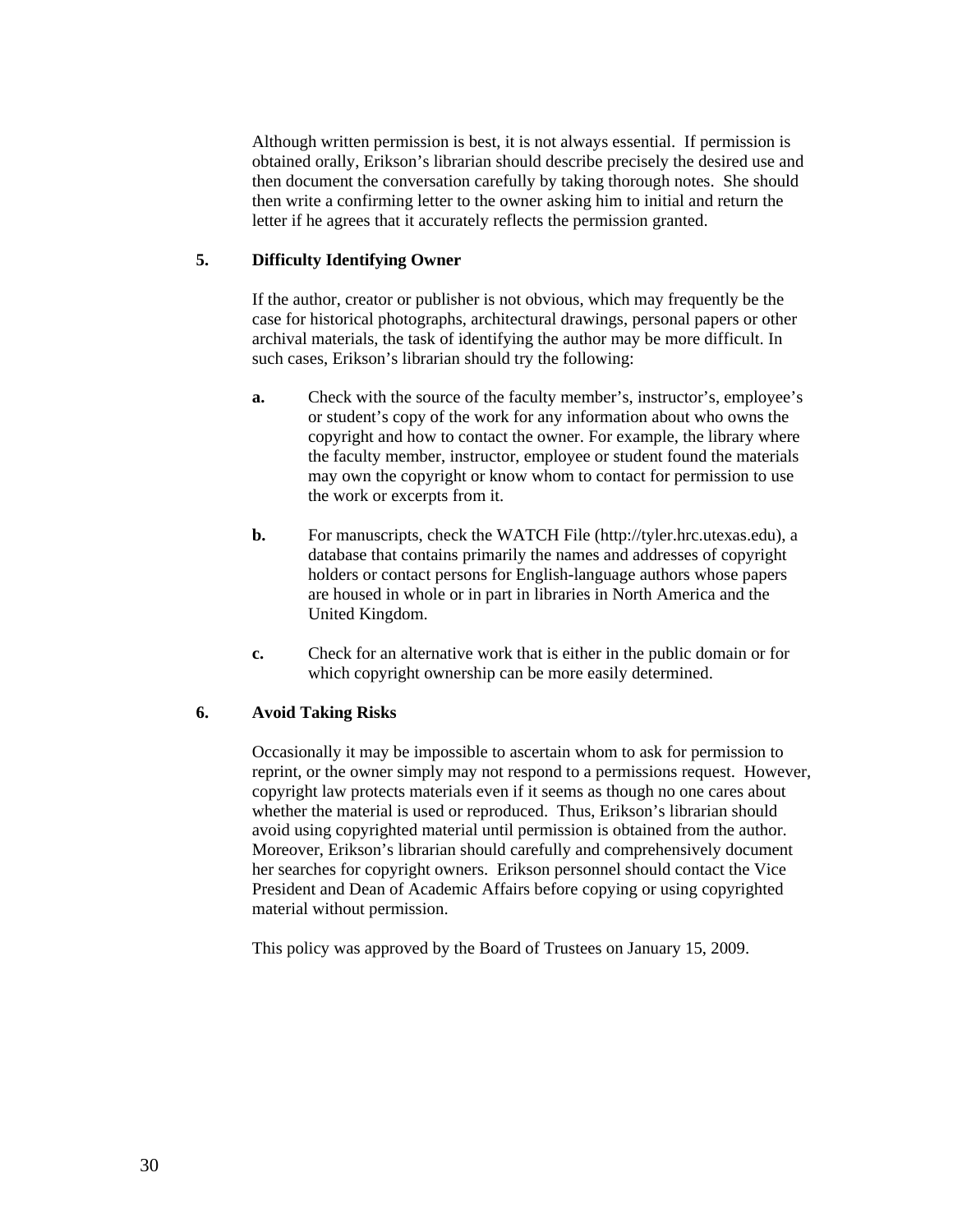Although written permission is best, it is not always essential. If permission is obtained orally, Erikson's librarian should describe precisely the desired use and then document the conversation carefully by taking thorough notes. She should then write a confirming letter to the owner asking him to initial and return the letter if he agrees that it accurately reflects the permission granted.

### 5. Difficulty Identifying Owner

If the author, creator or publisher is not obvious, which may frequently be the case for historical photographs, architectural drawings, personal papers or other archival materials, the task of identifying the author may be more difficult. In such cases, Erikson's librarian should try the following:

**a.** Check with the source of the faculty member's, instructor's, employee's or student's copy of the work for any information about who owns the copyright and how to contact the owner. For example, the library where the faculty member, instructor, employee or student found the materials may own the copyright or know whom to contact for permission to use the work or excerpts from it.

**b.** For manuscripts, check the WATCH File (http://tyler.hrc.utexas.edu), a database that contains primarily the names and addresses of copyright holders or contact persons for English-language authors whose papers are housed in whole or in part in libraries in North America and the United Kingdom.

**c.** Check for an alternative work that is either in the public domain or for which copyright ownership can be more easily determined.

### 6. Avoid Taking Risks

Occasionally it may be impossible to ascertain whom to ask for permission to reprint, or the owner simply may not respond to a permissions request. However, copyright law protects materials even if it seems as though no one cares about whether the material is used or reproduced. Thus, Erikson's librarian should avoid using copyrighted material until permission is obtained from the author. Moreover, Erikson's librarian should carefully and comprehensively document her searches for copyright owners. Erikson personnel should contact the Vice President and Dean of Academic Affairs before copying or using copyrighted material without permission.

This policy was approved by the Board of Trustees on January 15, 2009.